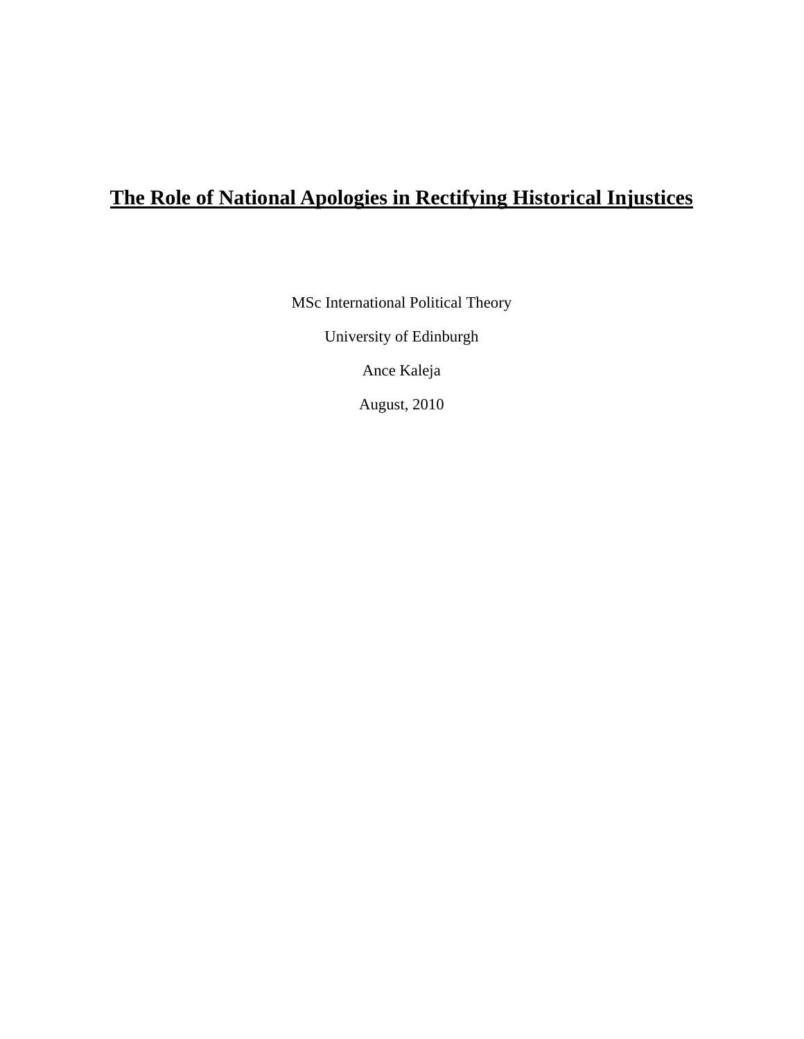# The Role of National Apologies in Rectifying Historical Injustices

MSc International Political Theory

University of Edinburgh

Ance Kaleja

August, 2010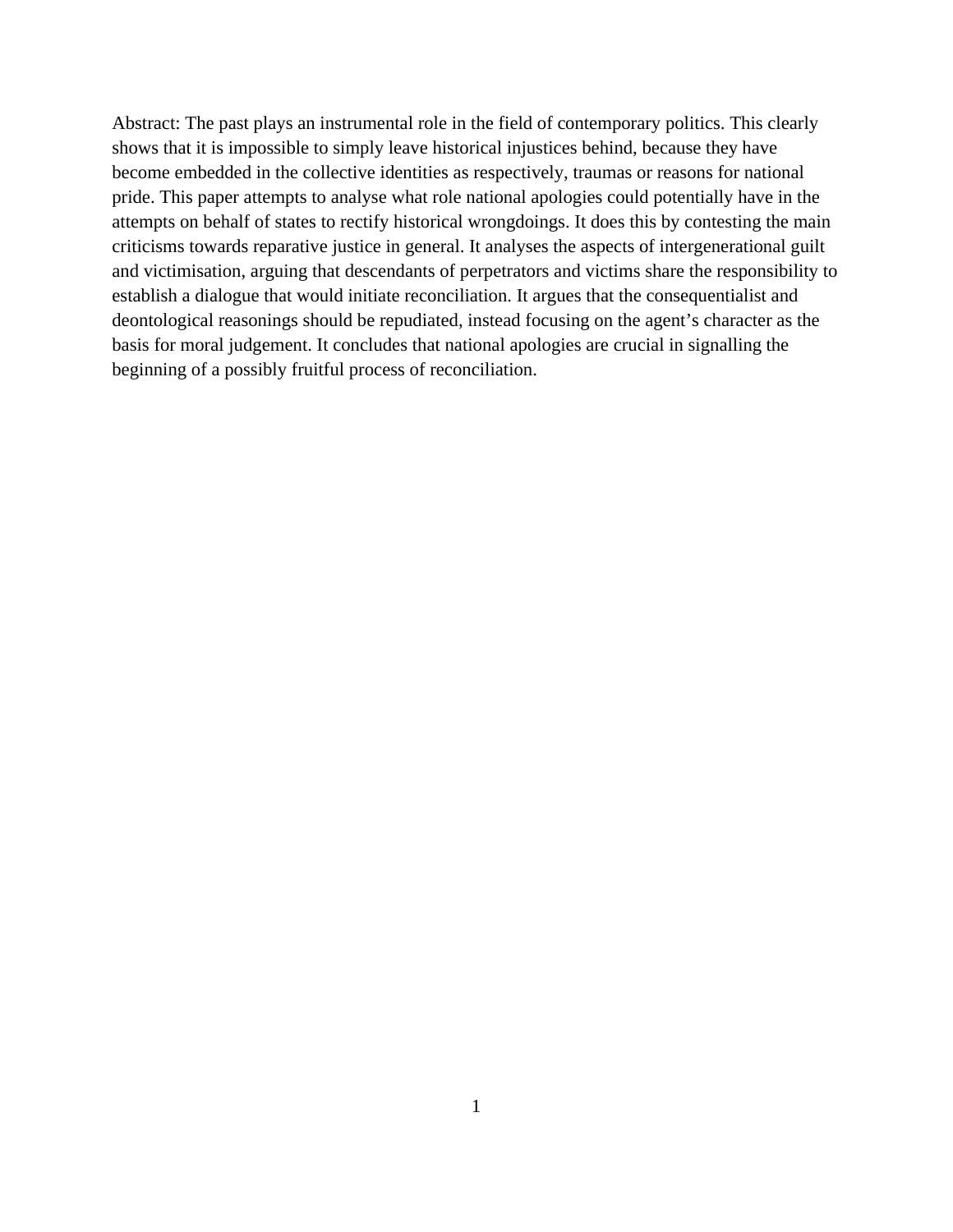Abstract: The past plays an instrumental role in the field of contemporary politics. This clearly shows that it is impossible to simply leave historical injustices behind, because they have become embedded in the collective identities as respectively, traumas or reasons for national pride. This paper attempts to analyse what role national apologies could potentially have in the attempts on behalf of states to rectify historical wrongdoings. It does this by contesting the main criticisms towards reparative justice in general. It analyses the aspects of intergenerational guilt and victimisation, arguing that descendants of perpetrators and victims share the responsibility to establish a dialogue that would initiate reconciliation. It argues that the consequentialist and deontological reasonings should be repudiated, instead focusing on the agent's character as the basis for moral judgement. It concludes that national apologies are crucial in signalling the beginning of a possibly fruitful process of reconciliation.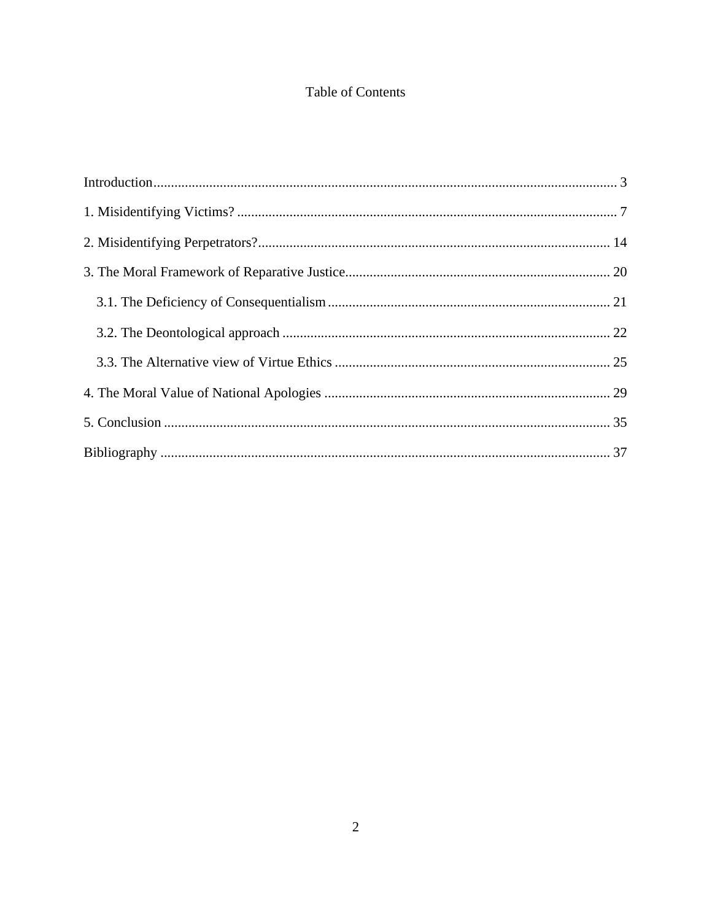# Table of Contents

Introduction .......... 3

1. Misidentifying Victims? .......... 7

2. Misidentifying Perpetrators? .......... 14

3. The Moral Framework of Reparative Justice .......... 20

   3.1. The Deficiency of Consequentialism .......... 21

   3.2. The Deontological approach .......... 22

   3.3. The Alternative view of Virtue Ethics .......... 25

4. The Moral Value of National Apologies .......... 29

5. Conclusion .......... 35

Bibliography .......... 37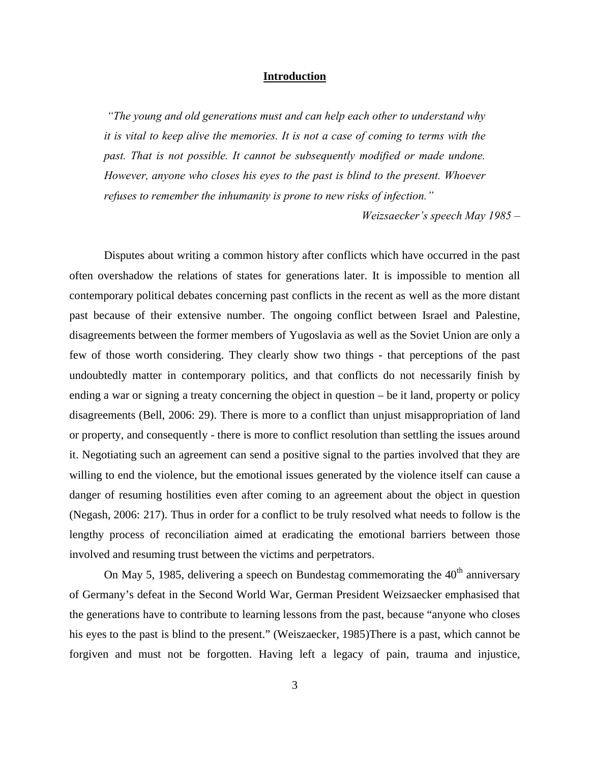## Introduction

> *"The young and old generations must and can help each other to understand why it is vital to keep alive the memories. It is not a case of coming to terms with the past. That is not possible. It cannot be subsequently modified or made undone. However, anyone who closes his eyes to the past is blind to the present. Whoever refuses to remember the inhumanity is prone to new risks of infection."*
>
> *Weizsaecker's speech May 1985 –*

Disputes about writing a common history after conflicts which have occurred in the past often overshadow the relations of states for generations later. It is impossible to mention all contemporary political debates concerning past conflicts in the recent as well as the more distant past because of their extensive number. The ongoing conflict between Israel and Palestine, disagreements between the former members of Yugoslavia as well as the Soviet Union are only a few of those worth considering. They clearly show two things - that perceptions of the past undoubtedly matter in contemporary politics, and that conflicts do not necessarily finish by ending a war or signing a treaty concerning the object in question – be it land, property or policy disagreements (Bell, 2006: 29). There is more to a conflict than unjust misappropriation of land or property, and consequently - there is more to conflict resolution than settling the issues around it. Negotiating such an agreement can send a positive signal to the parties involved that they are willing to end the violence, but the emotional issues generated by the violence itself can cause a danger of resuming hostilities even after coming to an agreement about the object in question (Negash, 2006: 217). Thus in order for a conflict to be truly resolved what needs to follow is the lengthy process of reconciliation aimed at eradicating the emotional barriers between those involved and resuming trust between the victims and perpetrators.

On May 5, 1985, delivering a speech on Bundestag commemorating the 40th anniversary of Germany's defeat in the Second World War, German President Weizsaecker emphasised that the generations have to contribute to learning lessons from the past, because "anyone who closes his eyes to the past is blind to the present." (Weiszaecker, 1985)There is a past, which cannot be forgiven and must not be forgotten. Having left a legacy of pain, trauma and injustice,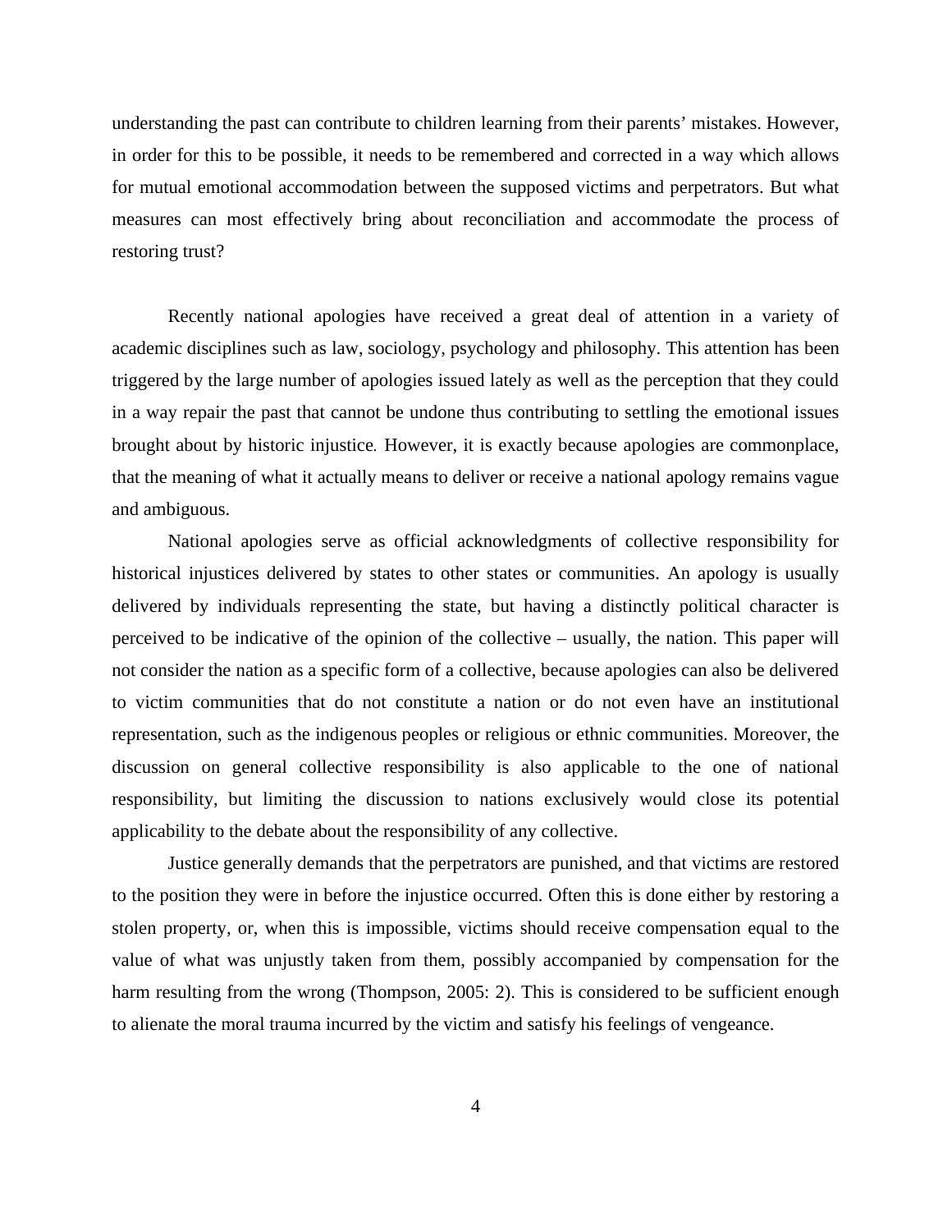understanding the past can contribute to children learning from their parents' mistakes. However, in order for this to be possible, it needs to be remembered and corrected in a way which allows for mutual emotional accommodation between the supposed victims and perpetrators. But what measures can most effectively bring about reconciliation and accommodate the process of restoring trust?

Recently national apologies have received a great deal of attention in a variety of academic disciplines such as law, sociology, psychology and philosophy. This attention has been triggered by the large number of apologies issued lately as well as the perception that they could in a way repair the past that cannot be undone thus contributing to settling the emotional issues brought about by historic injustice. However, it is exactly because apologies are commonplace, that the meaning of what it actually means to deliver or receive a national apology remains vague and ambiguous.

National apologies serve as official acknowledgments of collective responsibility for historical injustices delivered by states to other states or communities. An apology is usually delivered by individuals representing the state, but having a distinctly political character is perceived to be indicative of the opinion of the collective – usually, the nation. This paper will not consider the nation as a specific form of a collective, because apologies can also be delivered to victim communities that do not constitute a nation or do not even have an institutional representation, such as the indigenous peoples or religious or ethnic communities. Moreover, the discussion on general collective responsibility is also applicable to the one of national responsibility, but limiting the discussion to nations exclusively would close its potential applicability to the debate about the responsibility of any collective.

Justice generally demands that the perpetrators are punished, and that victims are restored to the position they were in before the injustice occurred. Often this is done either by restoring a stolen property, or, when this is impossible, victims should receive compensation equal to the value of what was unjustly taken from them, possibly accompanied by compensation for the harm resulting from the wrong (Thompson, 2005: 2). This is considered to be sufficient enough to alienate the moral trauma incurred by the victim and satisfy his feelings of vengeance.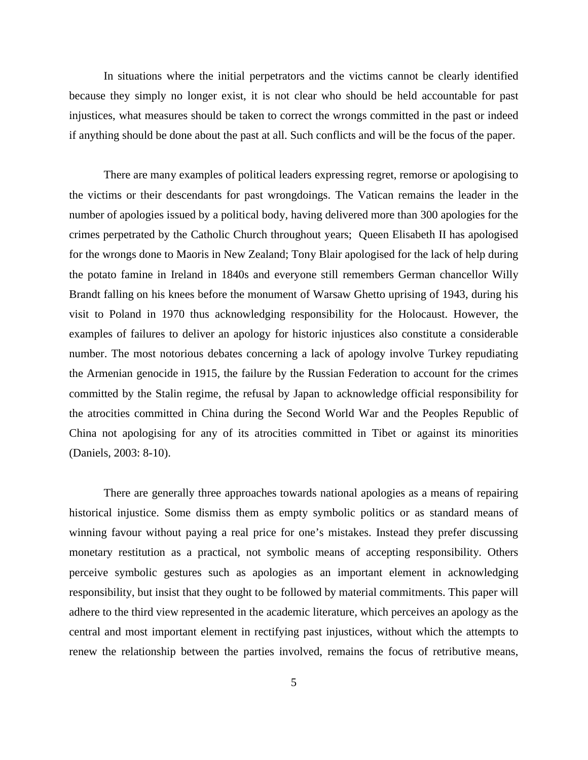In situations where the initial perpetrators and the victims cannot be clearly identified because they simply no longer exist, it is not clear who should be held accountable for past injustices, what measures should be taken to correct the wrongs committed in the past or indeed if anything should be done about the past at all. Such conflicts and will be the focus of the paper.

There are many examples of political leaders expressing regret, remorse or apologising to the victims or their descendants for past wrongdoings. The Vatican remains the leader in the number of apologies issued by a political body, having delivered more than 300 apologies for the crimes perpetrated by the Catholic Church throughout years;  Queen Elisabeth II has apologised for the wrongs done to Maoris in New Zealand; Tony Blair apologised for the lack of help during the potato famine in Ireland in 1840s and everyone still remembers German chancellor Willy Brandt falling on his knees before the monument of Warsaw Ghetto uprising of 1943, during his visit to Poland in 1970 thus acknowledging responsibility for the Holocaust. However, the examples of failures to deliver an apology for historic injustices also constitute a considerable number. The most notorious debates concerning a lack of apology involve Turkey repudiating the Armenian genocide in 1915, the failure by the Russian Federation to account for the crimes committed by the Stalin regime, the refusal by Japan to acknowledge official responsibility for the atrocities committed in China during the Second World War and the Peoples Republic of China not apologising for any of its atrocities committed in Tibet or against its minorities (Daniels, 2003: 8-10).

There are generally three approaches towards national apologies as a means of repairing historical injustice. Some dismiss them as empty symbolic politics or as standard means of winning favour without paying a real price for one's mistakes. Instead they prefer discussing monetary restitution as a practical, not symbolic means of accepting responsibility. Others perceive symbolic gestures such as apologies as an important element in acknowledging responsibility, but insist that they ought to be followed by material commitments. This paper will adhere to the third view represented in the academic literature, which perceives an apology as the central and most important element in rectifying past injustices, without which the attempts to renew the relationship between the parties involved, remains the focus of retributive means,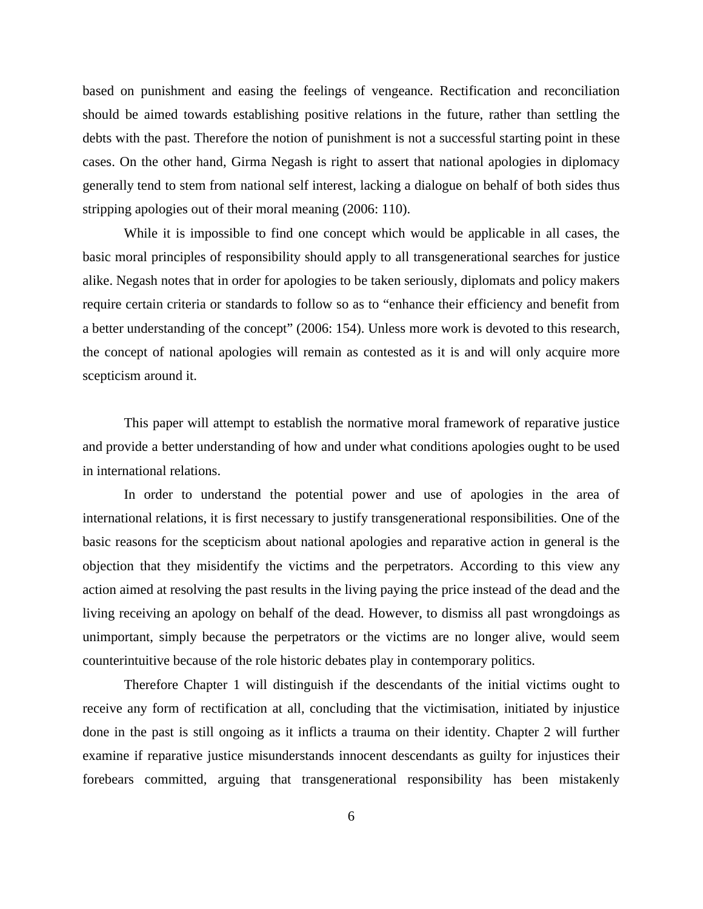based on punishment and easing the feelings of vengeance. Rectification and reconciliation should be aimed towards establishing positive relations in the future, rather than settling the debts with the past. Therefore the notion of punishment is not a successful starting point in these cases. On the other hand, Girma Negash is right to assert that national apologies in diplomacy generally tend to stem from national self interest, lacking a dialogue on behalf of both sides thus stripping apologies out of their moral meaning (2006: 110).

While it is impossible to find one concept which would be applicable in all cases, the basic moral principles of responsibility should apply to all transgenerational searches for justice alike. Negash notes that in order for apologies to be taken seriously, diplomats and policy makers require certain criteria or standards to follow so as to "enhance their efficiency and benefit from a better understanding of the concept" (2006: 154). Unless more work is devoted to this research, the concept of national apologies will remain as contested as it is and will only acquire more scepticism around it.

This paper will attempt to establish the normative moral framework of reparative justice and provide a better understanding of how and under what conditions apologies ought to be used in international relations.

In order to understand the potential power and use of apologies in the area of international relations, it is first necessary to justify transgenerational responsibilities. One of the basic reasons for the scepticism about national apologies and reparative action in general is the objection that they misidentify the victims and the perpetrators. According to this view any action aimed at resolving the past results in the living paying the price instead of the dead and the living receiving an apology on behalf of the dead. However, to dismiss all past wrongdoings as unimportant, simply because the perpetrators or the victims are no longer alive, would seem counterintuitive because of the role historic debates play in contemporary politics.

Therefore Chapter 1 will distinguish if the descendants of the initial victims ought to receive any form of rectification at all, concluding that the victimisation, initiated by injustice done in the past is still ongoing as it inflicts a trauma on their identity. Chapter 2 will further examine if reparative justice misunderstands innocent descendants as guilty for injustices their forebears committed, arguing that transgenerational responsibility has been mistakenly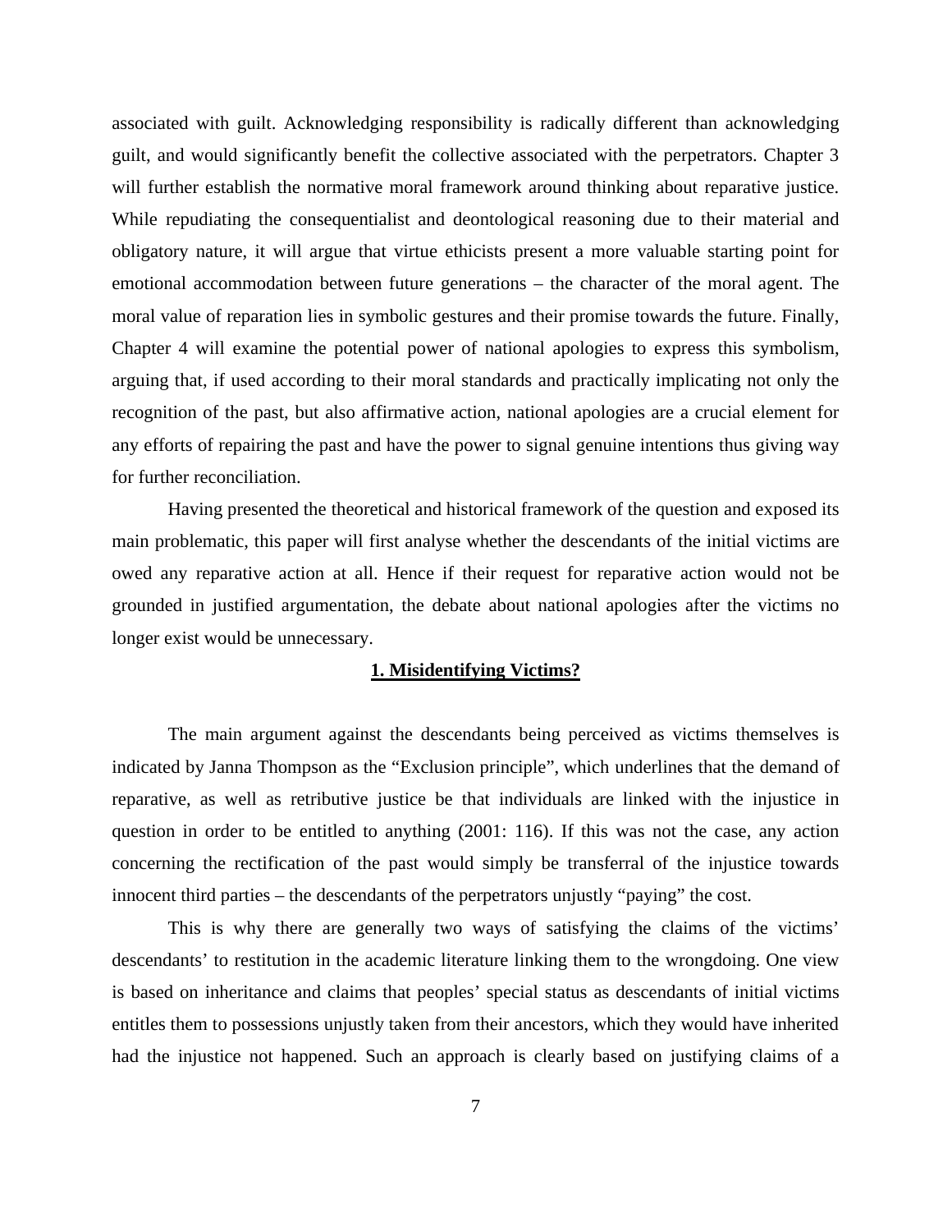associated with guilt. Acknowledging responsibility is radically different than acknowledging guilt, and would significantly benefit the collective associated with the perpetrators. Chapter 3 will further establish the normative moral framework around thinking about reparative justice. While repudiating the consequentialist and deontological reasoning due to their material and obligatory nature, it will argue that virtue ethicists present a more valuable starting point for emotional accommodation between future generations – the character of the moral agent. The moral value of reparation lies in symbolic gestures and their promise towards the future. Finally, Chapter 4 will examine the potential power of national apologies to express this symbolism, arguing that, if used according to their moral standards and practically implicating not only the recognition of the past, but also affirmative action, national apologies are a crucial element for any efforts of repairing the past and have the power to signal genuine intentions thus giving way for further reconciliation.

Having presented the theoretical and historical framework of the question and exposed its main problematic, this paper will first analyse whether the descendants of the initial victims are owed any reparative action at all. Hence if their request for reparative action would not be grounded in justified argumentation, the debate about national apologies after the victims no longer exist would be unnecessary.

## 1. Misidentifying Victims?

The main argument against the descendants being perceived as victims themselves is indicated by Janna Thompson as the "Exclusion principle", which underlines that the demand of reparative, as well as retributive justice be that individuals are linked with the injustice in question in order to be entitled to anything (2001: 116). If this was not the case, any action concerning the rectification of the past would simply be transferral of the injustice towards innocent third parties – the descendants of the perpetrators unjustly "paying" the cost.

This is why there are generally two ways of satisfying the claims of the victims' descendants' to restitution in the academic literature linking them to the wrongdoing. One view is based on inheritance and claims that peoples' special status as descendants of initial victims entitles them to possessions unjustly taken from their ancestors, which they would have inherited had the injustice not happened. Such an approach is clearly based on justifying claims of a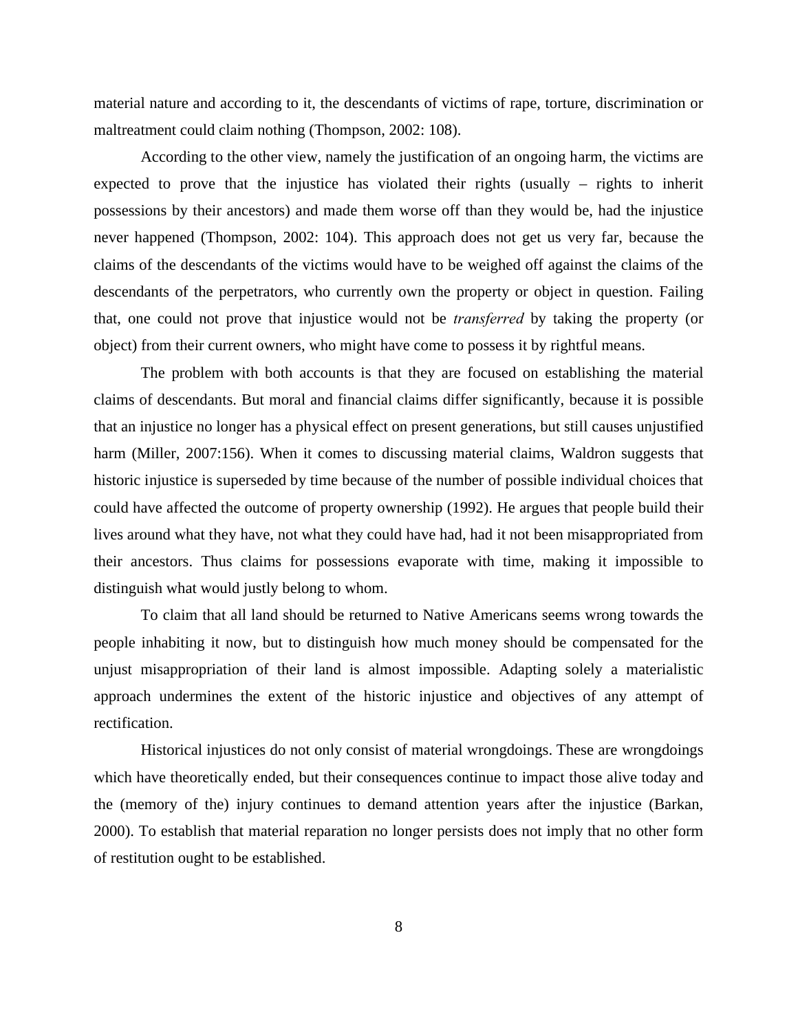material nature and according to it, the descendants of victims of rape, torture, discrimination or maltreatment could claim nothing (Thompson, 2002: 108).

According to the other view, namely the justification of an ongoing harm, the victims are expected to prove that the injustice has violated their rights (usually – rights to inherit possessions by their ancestors) and made them worse off than they would be, had the injustice never happened (Thompson, 2002: 104). This approach does not get us very far, because the claims of the descendants of the victims would have to be weighed off against the claims of the descendants of the perpetrators, who currently own the property or object in question. Failing that, one could not prove that injustice would not be *transferred* by taking the property (or object) from their current owners, who might have come to possess it by rightful means.

The problem with both accounts is that they are focused on establishing the material claims of descendants. But moral and financial claims differ significantly, because it is possible that an injustice no longer has a physical effect on present generations, but still causes unjustified harm (Miller, 2007:156). When it comes to discussing material claims, Waldron suggests that historic injustice is superseded by time because of the number of possible individual choices that could have affected the outcome of property ownership (1992). He argues that people build their lives around what they have, not what they could have had, had it not been misappropriated from their ancestors. Thus claims for possessions evaporate with time, making it impossible to distinguish what would justly belong to whom.

To claim that all land should be returned to Native Americans seems wrong towards the people inhabiting it now, but to distinguish how much money should be compensated for the unjust misappropriation of their land is almost impossible. Adapting solely a materialistic approach undermines the extent of the historic injustice and objectives of any attempt of rectification.

Historical injustices do not only consist of material wrongdoings. These are wrongdoings which have theoretically ended, but their consequences continue to impact those alive today and the (memory of the) injury continues to demand attention years after the injustice (Barkan, 2000). To establish that material reparation no longer persists does not imply that no other form of restitution ought to be established.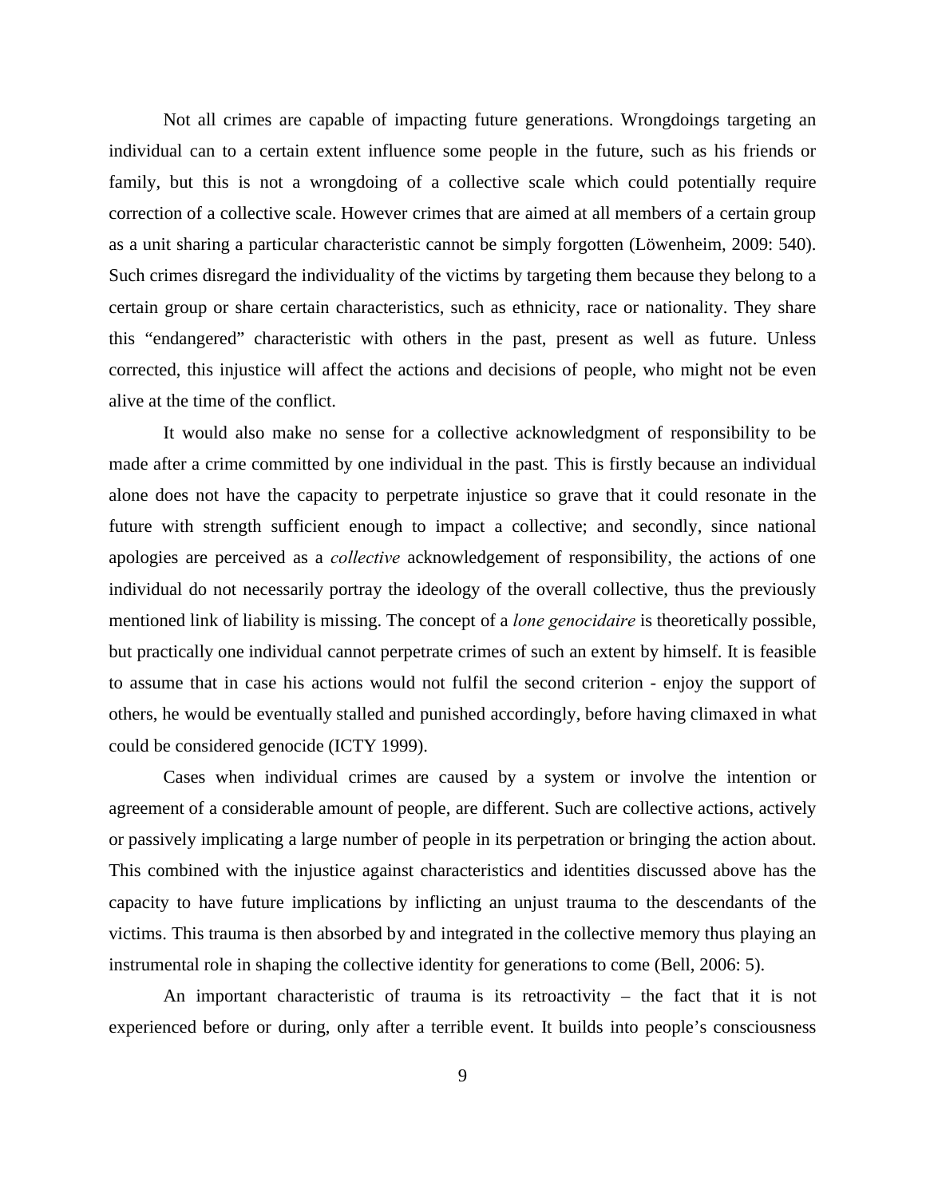Not all crimes are capable of impacting future generations. Wrongdoings targeting an individual can to a certain extent influence some people in the future, such as his friends or family, but this is not a wrongdoing of a collective scale which could potentially require correction of a collective scale. However crimes that are aimed at all members of a certain group as a unit sharing a particular characteristic cannot be simply forgotten (Löwenheim, 2009: 540). Such crimes disregard the individuality of the victims by targeting them because they belong to a certain group or share certain characteristics, such as ethnicity, race or nationality. They share this "endangered" characteristic with others in the past, present as well as future. Unless corrected, this injustice will affect the actions and decisions of people, who might not be even alive at the time of the conflict.

It would also make no sense for a collective acknowledgment of responsibility to be made after a crime committed by one individual in the past. This is firstly because an individual alone does not have the capacity to perpetrate injustice so grave that it could resonate in the future with strength sufficient enough to impact a collective; and secondly, since national apologies are perceived as a *collective* acknowledgement of responsibility, the actions of one individual do not necessarily portray the ideology of the overall collective, thus the previously mentioned link of liability is missing. The concept of a *lone genocidaire* is theoretically possible, but practically one individual cannot perpetrate crimes of such an extent by himself. It is feasible to assume that in case his actions would not fulfil the second criterion - enjoy the support of others, he would be eventually stalled and punished accordingly, before having climaxed in what could be considered genocide (ICTY 1999).

Cases when individual crimes are caused by a system or involve the intention or agreement of a considerable amount of people, are different. Such are collective actions, actively or passively implicating a large number of people in its perpetration or bringing the action about. This combined with the injustice against characteristics and identities discussed above has the capacity to have future implications by inflicting an unjust trauma to the descendants of the victims. This trauma is then absorbed by and integrated in the collective memory thus playing an instrumental role in shaping the collective identity for generations to come (Bell, 2006: 5).

An important characteristic of trauma is its retroactivity – the fact that it is not experienced before or during, only after a terrible event. It builds into people's consciousness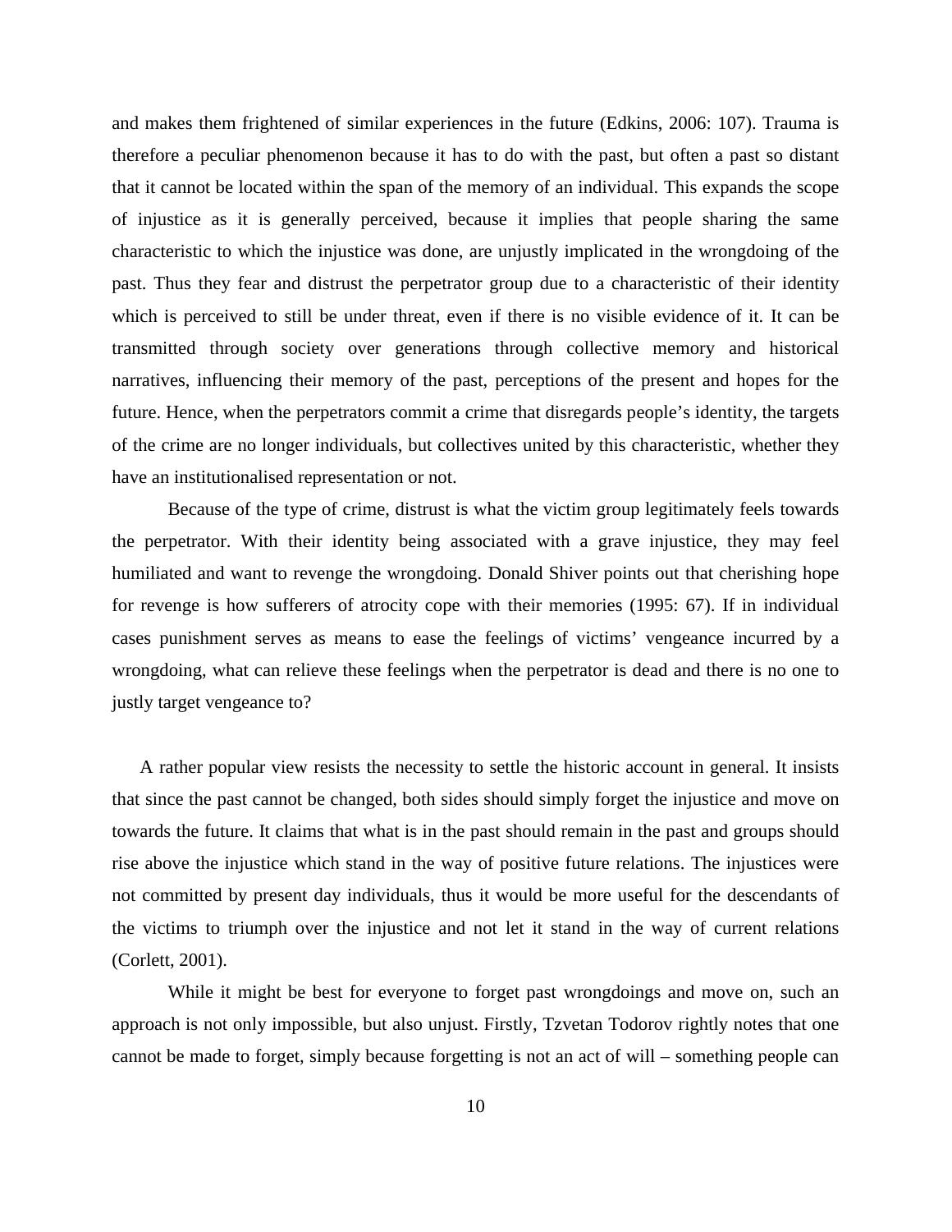and makes them frightened of similar experiences in the future (Edkins, 2006: 107). Trauma is therefore a peculiar phenomenon because it has to do with the past, but often a past so distant that it cannot be located within the span of the memory of an individual. This expands the scope of injustice as it is generally perceived, because it implies that people sharing the same characteristic to which the injustice was done, are unjustly implicated in the wrongdoing of the past. Thus they fear and distrust the perpetrator group due to a characteristic of their identity which is perceived to still be under threat, even if there is no visible evidence of it. It can be transmitted through society over generations through collective memory and historical narratives, influencing their memory of the past, perceptions of the present and hopes for the future. Hence, when the perpetrators commit a crime that disregards people's identity, the targets of the crime are no longer individuals, but collectives united by this characteristic, whether they have an institutionalised representation or not.

Because of the type of crime, distrust is what the victim group legitimately feels towards the perpetrator. With their identity being associated with a grave injustice, they may feel humiliated and want to revenge the wrongdoing. Donald Shiver points out that cherishing hope for revenge is how sufferers of atrocity cope with their memories (1995: 67). If in individual cases punishment serves as means to ease the feelings of victims' vengeance incurred by a wrongdoing, what can relieve these feelings when the perpetrator is dead and there is no one to justly target vengeance to?

A rather popular view resists the necessity to settle the historic account in general. It insists that since the past cannot be changed, both sides should simply forget the injustice and move on towards the future. It claims that what is in the past should remain in the past and groups should rise above the injustice which stand in the way of positive future relations. The injustices were not committed by present day individuals, thus it would be more useful for the descendants of the victims to triumph over the injustice and not let it stand in the way of current relations (Corlett, 2001).

While it might be best for everyone to forget past wrongdoings and move on, such an approach is not only impossible, but also unjust. Firstly, Tzvetan Todorov rightly notes that one cannot be made to forget, simply because forgetting is not an act of will – something people can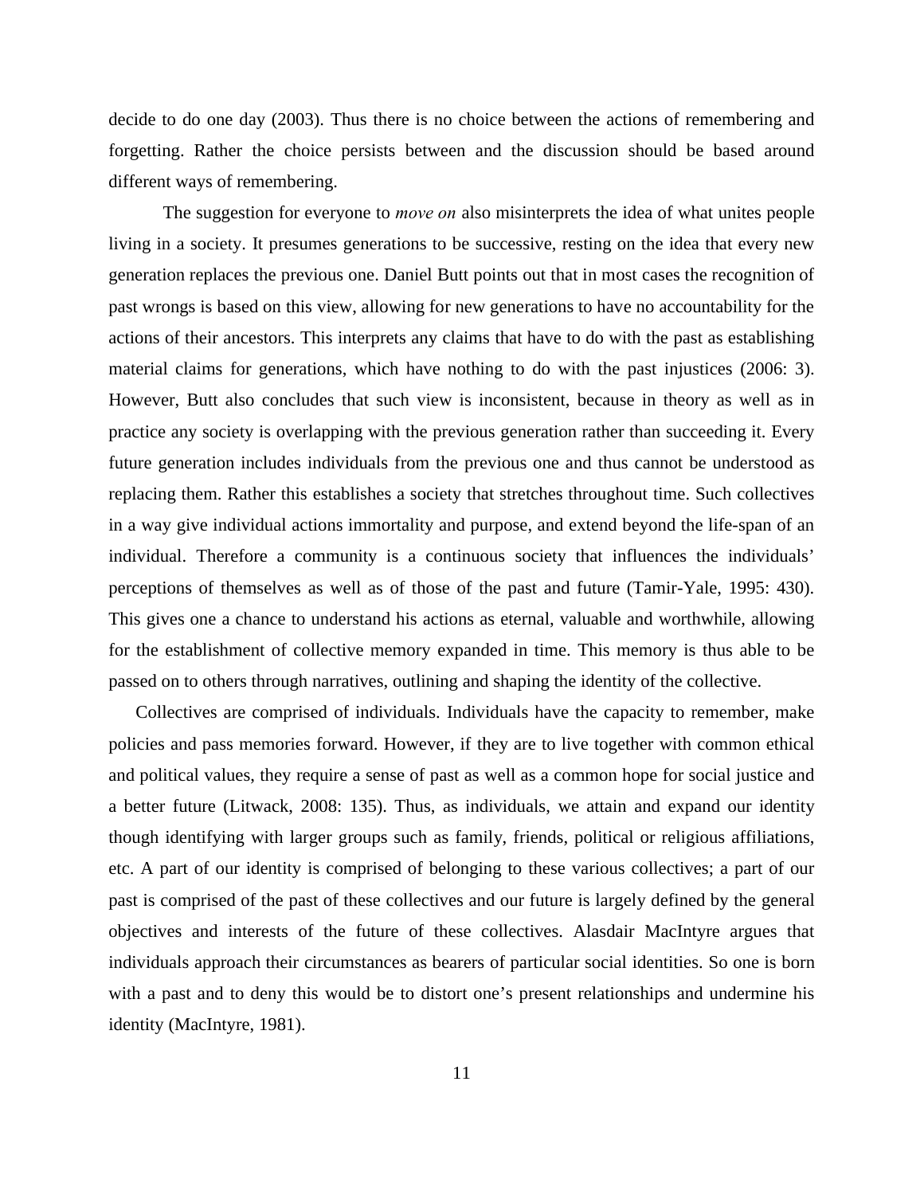decide to do one day (2003). Thus there is no choice between the actions of remembering and forgetting. Rather the choice persists between and the discussion should be based around different ways of remembering.

The suggestion for everyone to *move on* also misinterprets the idea of what unites people living in a society. It presumes generations to be successive, resting on the idea that every new generation replaces the previous one. Daniel Butt points out that in most cases the recognition of past wrongs is based on this view, allowing for new generations to have no accountability for the actions of their ancestors. This interprets any claims that have to do with the past as establishing material claims for generations, which have nothing to do with the past injustices (2006: 3). However, Butt also concludes that such view is inconsistent, because in theory as well as in practice any society is overlapping with the previous generation rather than succeeding it. Every future generation includes individuals from the previous one and thus cannot be understood as replacing them. Rather this establishes a society that stretches throughout time. Such collectives in a way give individual actions immortality and purpose, and extend beyond the life-span of an individual. Therefore a community is a continuous society that influences the individuals' perceptions of themselves as well as of those of the past and future (Tamir-Yale, 1995: 430). This gives one a chance to understand his actions as eternal, valuable and worthwhile, allowing for the establishment of collective memory expanded in time. This memory is thus able to be passed on to others through narratives, outlining and shaping the identity of the collective.

Collectives are comprised of individuals. Individuals have the capacity to remember, make policies and pass memories forward. However, if they are to live together with common ethical and political values, they require a sense of past as well as a common hope for social justice and a better future (Litwack, 2008: 135). Thus, as individuals, we attain and expand our identity though identifying with larger groups such as family, friends, political or religious affiliations, etc. A part of our identity is comprised of belonging to these various collectives; a part of our past is comprised of the past of these collectives and our future is largely defined by the general objectives and interests of the future of these collectives. Alasdair MacIntyre argues that individuals approach their circumstances as bearers of particular social identities. So one is born with a past and to deny this would be to distort one's present relationships and undermine his identity (MacIntyre, 1981).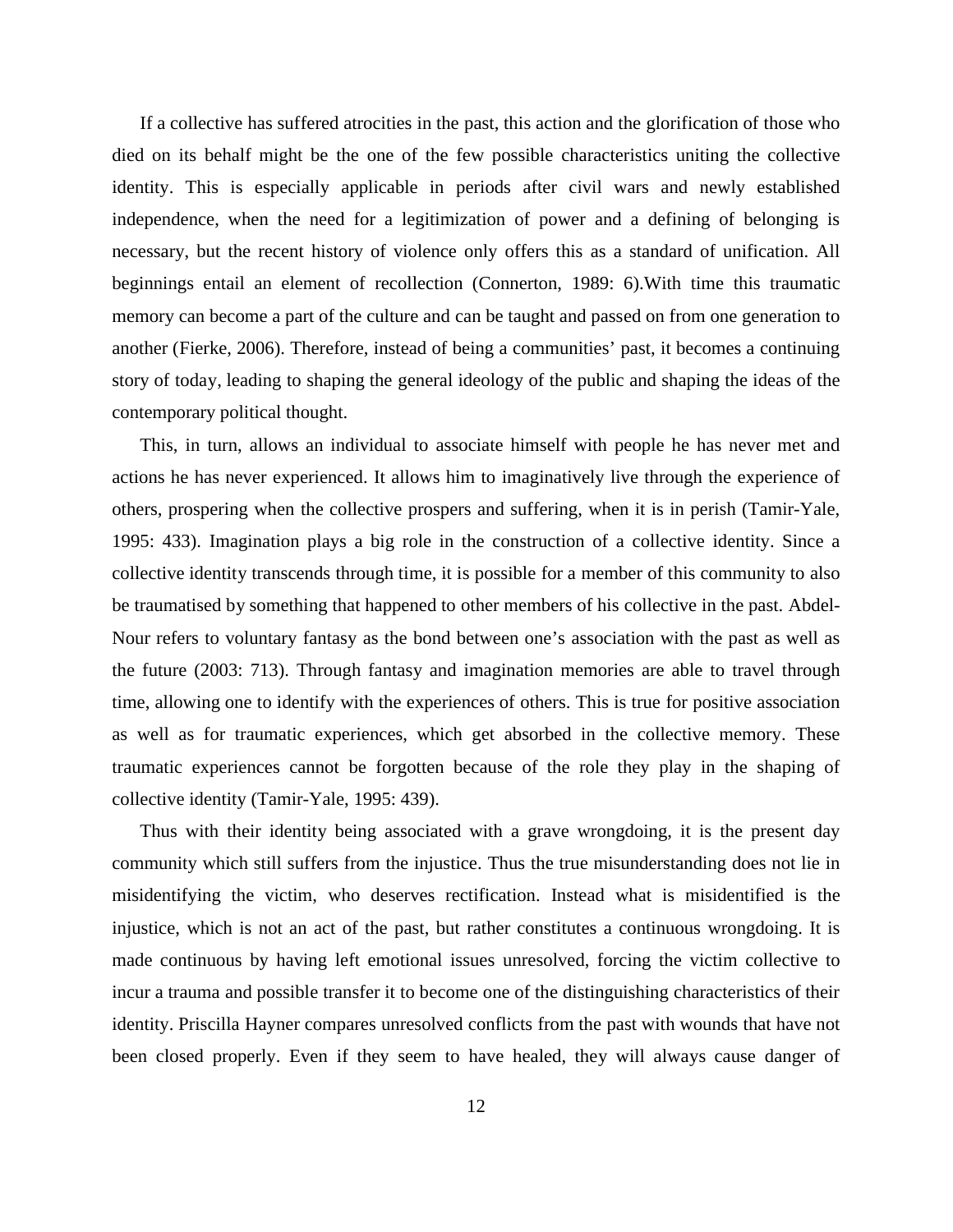If a collective has suffered atrocities in the past, this action and the glorification of those who died on its behalf might be the one of the few possible characteristics uniting the collective identity. This is especially applicable in periods after civil wars and newly established independence, when the need for a legitimization of power and a defining of belonging is necessary, but the recent history of violence only offers this as a standard of unification. All beginnings entail an element of recollection (Connerton, 1989: 6).With time this traumatic memory can become a part of the culture and can be taught and passed on from one generation to another (Fierke, 2006). Therefore, instead of being a communities' past, it becomes a continuing story of today, leading to shaping the general ideology of the public and shaping the ideas of the contemporary political thought.

This, in turn, allows an individual to associate himself with people he has never met and actions he has never experienced. It allows him to imaginatively live through the experience of others, prospering when the collective prospers and suffering, when it is in perish (Tamir-Yale, 1995: 433). Imagination plays a big role in the construction of a collective identity. Since a collective identity transcends through time, it is possible for a member of this community to also be traumatised by something that happened to other members of his collective in the past. Abdel-Nour refers to voluntary fantasy as the bond between one's association with the past as well as the future (2003: 713). Through fantasy and imagination memories are able to travel through time, allowing one to identify with the experiences of others. This is true for positive association as well as for traumatic experiences, which get absorbed in the collective memory. These traumatic experiences cannot be forgotten because of the role they play in the shaping of collective identity (Tamir-Yale, 1995: 439).

Thus with their identity being associated with a grave wrongdoing, it is the present day community which still suffers from the injustice. Thus the true misunderstanding does not lie in misidentifying the victim, who deserves rectification. Instead what is misidentified is the injustice, which is not an act of the past, but rather constitutes a continuous wrongdoing. It is made continuous by having left emotional issues unresolved, forcing the victim collective to incur a trauma and possible transfer it to become one of the distinguishing characteristics of their identity. Priscilla Hayner compares unresolved conflicts from the past with wounds that have not been closed properly. Even if they seem to have healed, they will always cause danger of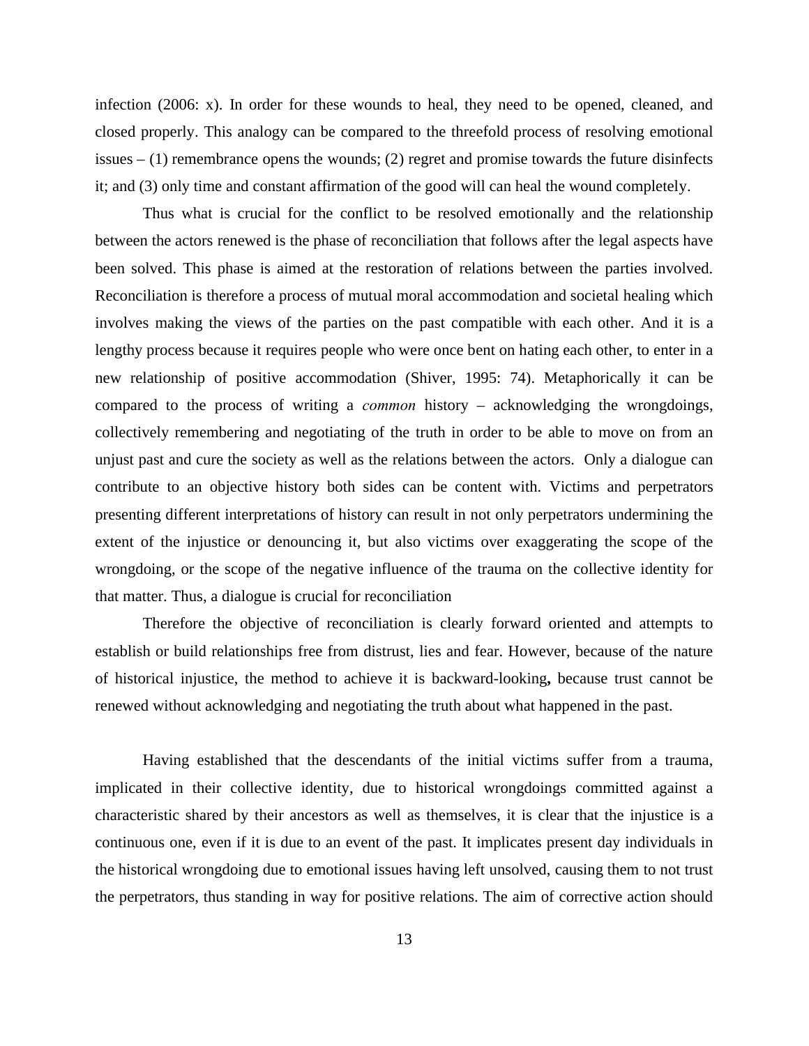infection (2006: x). In order for these wounds to heal, they need to be opened, cleaned, and closed properly. This analogy can be compared to the threefold process of resolving emotional issues – (1) remembrance opens the wounds; (2) regret and promise towards the future disinfects it; and (3) only time and constant affirmation of the good will can heal the wound completely.

Thus what is crucial for the conflict to be resolved emotionally and the relationship between the actors renewed is the phase of reconciliation that follows after the legal aspects have been solved. This phase is aimed at the restoration of relations between the parties involved. Reconciliation is therefore a process of mutual moral accommodation and societal healing which involves making the views of the parties on the past compatible with each other. And it is a lengthy process because it requires people who were once bent on hating each other, to enter in a new relationship of positive accommodation (Shiver, 1995: 74). Metaphorically it can be compared to the process of writing a *common* history – acknowledging the wrongdoings, collectively remembering and negotiating of the truth in order to be able to move on from an unjust past and cure the society as well as the relations between the actors.  Only a dialogue can contribute to an objective history both sides can be content with. Victims and perpetrators presenting different interpretations of history can result in not only perpetrators undermining the extent of the injustice or denouncing it, but also victims over exaggerating the scope of the wrongdoing, or the scope of the negative influence of the trauma on the collective identity for that matter. Thus, a dialogue is crucial for reconciliation

Therefore the objective of reconciliation is clearly forward oriented and attempts to establish or build relationships free from distrust, lies and fear. However, because of the nature of historical injustice, the method to achieve it is backward-looking**,** because trust cannot be renewed without acknowledging and negotiating the truth about what happened in the past.

Having established that the descendants of the initial victims suffer from a trauma, implicated in their collective identity, due to historical wrongdoings committed against a characteristic shared by their ancestors as well as themselves, it is clear that the injustice is a continuous one, even if it is due to an event of the past. It implicates present day individuals in the historical wrongdoing due to emotional issues having left unsolved, causing them to not trust the perpetrators, thus standing in way for positive relations. The aim of corrective action should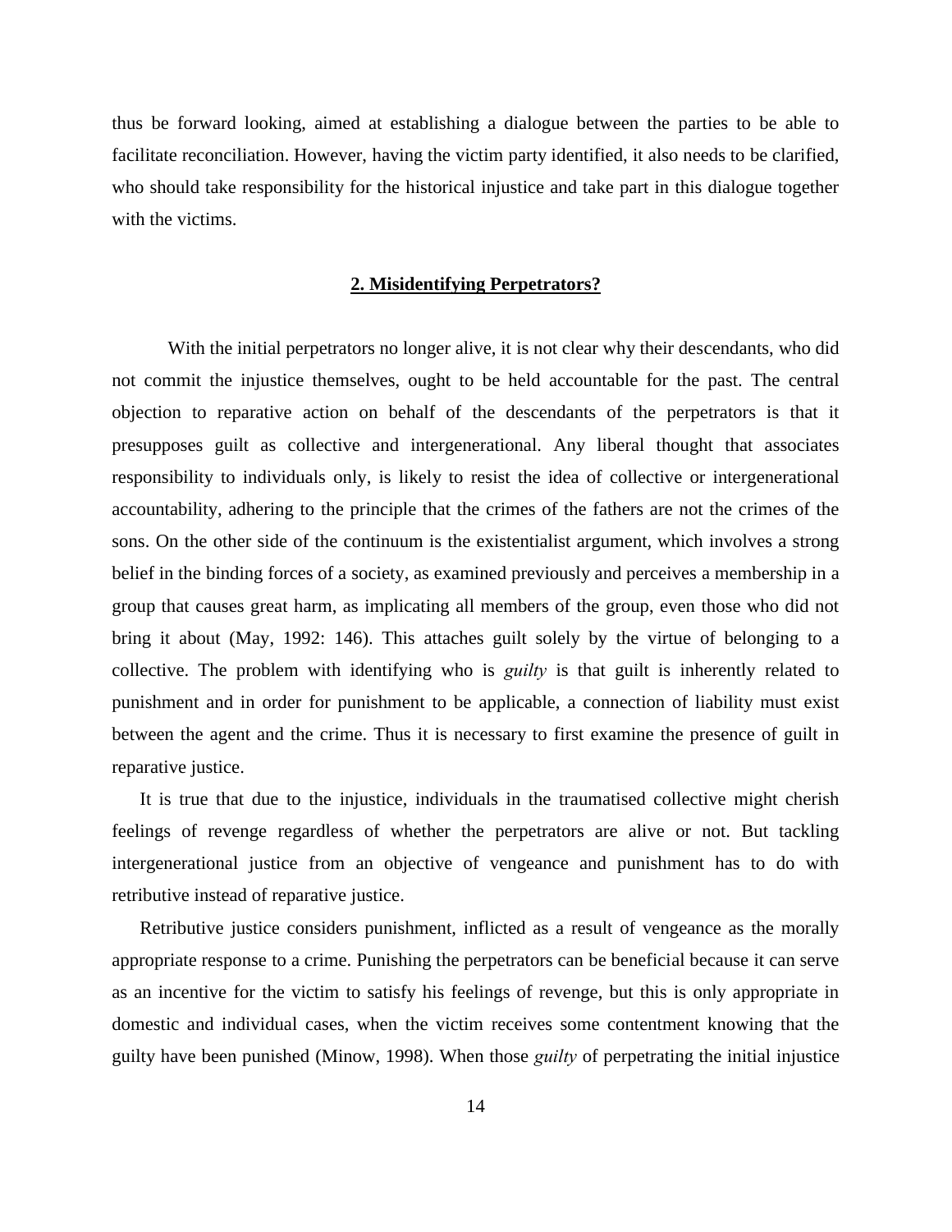thus be forward looking, aimed at establishing a dialogue between the parties to be able to facilitate reconciliation. However, having the victim party identified, it also needs to be clarified, who should take responsibility for the historical injustice and take part in this dialogue together with the victims.

## 2. Misidentifying Perpetrators?

With the initial perpetrators no longer alive, it is not clear why their descendants, who did not commit the injustice themselves, ought to be held accountable for the past. The central objection to reparative action on behalf of the descendants of the perpetrators is that it presupposes guilt as collective and intergenerational. Any liberal thought that associates responsibility to individuals only, is likely to resist the idea of collective or intergenerational accountability, adhering to the principle that the crimes of the fathers are not the crimes of the sons. On the other side of the continuum is the existentialist argument, which involves a strong belief in the binding forces of a society, as examined previously and perceives a membership in a group that causes great harm, as implicating all members of the group, even those who did not bring it about (May, 1992: 146). This attaches guilt solely by the virtue of belonging to a collective. The problem with identifying who is *guilty* is that guilt is inherently related to punishment and in order for punishment to be applicable, a connection of liability must exist between the agent and the crime. Thus it is necessary to first examine the presence of guilt in reparative justice.

It is true that due to the injustice, individuals in the traumatised collective might cherish feelings of revenge regardless of whether the perpetrators are alive or not. But tackling intergenerational justice from an objective of vengeance and punishment has to do with retributive instead of reparative justice.

Retributive justice considers punishment, inflicted as a result of vengeance as the morally appropriate response to a crime. Punishing the perpetrators can be beneficial because it can serve as an incentive for the victim to satisfy his feelings of revenge, but this is only appropriate in domestic and individual cases, when the victim receives some contentment knowing that the guilty have been punished (Minow, 1998). When those *guilty* of perpetrating the initial injustice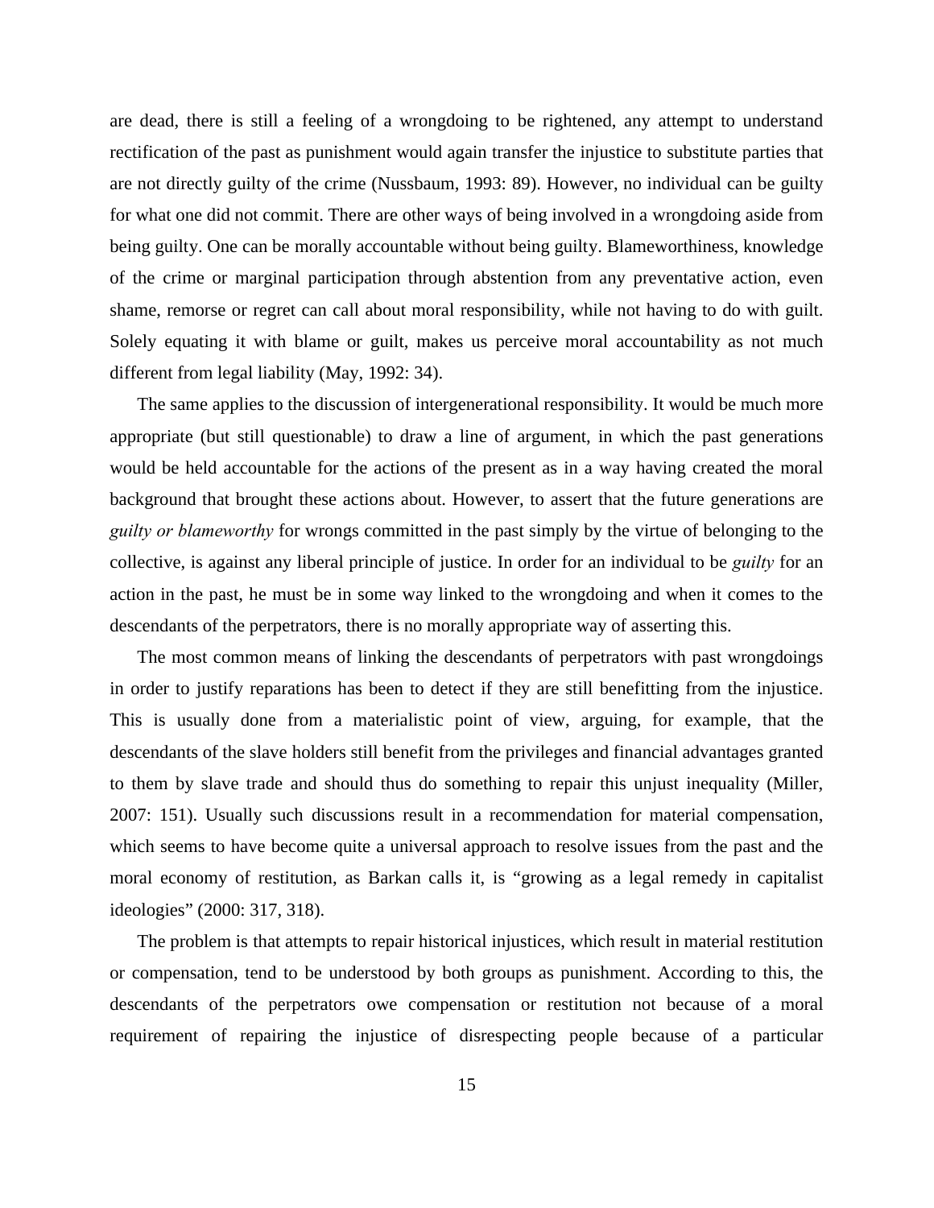are dead, there is still a feeling of a wrongdoing to be rightened, any attempt to understand rectification of the past as punishment would again transfer the injustice to substitute parties that are not directly guilty of the crime (Nussbaum, 1993: 89). However, no individual can be guilty for what one did not commit. There are other ways of being involved in a wrongdoing aside from being guilty. One can be morally accountable without being guilty. Blameworthiness, knowledge of the crime or marginal participation through abstention from any preventative action, even shame, remorse or regret can call about moral responsibility, while not having to do with guilt. Solely equating it with blame or guilt, makes us perceive moral accountability as not much different from legal liability (May, 1992: 34).

The same applies to the discussion of intergenerational responsibility. It would be much more appropriate (but still questionable) to draw a line of argument, in which the past generations would be held accountable for the actions of the present as in a way having created the moral background that brought these actions about. However, to assert that the future generations are *guilty or blameworthy* for wrongs committed in the past simply by the virtue of belonging to the collective, is against any liberal principle of justice. In order for an individual to be *guilty* for an action in the past, he must be in some way linked to the wrongdoing and when it comes to the descendants of the perpetrators, there is no morally appropriate way of asserting this.

The most common means of linking the descendants of perpetrators with past wrongdoings in order to justify reparations has been to detect if they are still benefitting from the injustice. This is usually done from a materialistic point of view, arguing, for example, that the descendants of the slave holders still benefit from the privileges and financial advantages granted to them by slave trade and should thus do something to repair this unjust inequality (Miller, 2007: 151). Usually such discussions result in a recommendation for material compensation, which seems to have become quite a universal approach to resolve issues from the past and the moral economy of restitution, as Barkan calls it, is "growing as a legal remedy in capitalist ideologies" (2000: 317, 318).

The problem is that attempts to repair historical injustices, which result in material restitution or compensation, tend to be understood by both groups as punishment. According to this, the descendants of the perpetrators owe compensation or restitution not because of a moral requirement of repairing the injustice of disrespecting people because of a particular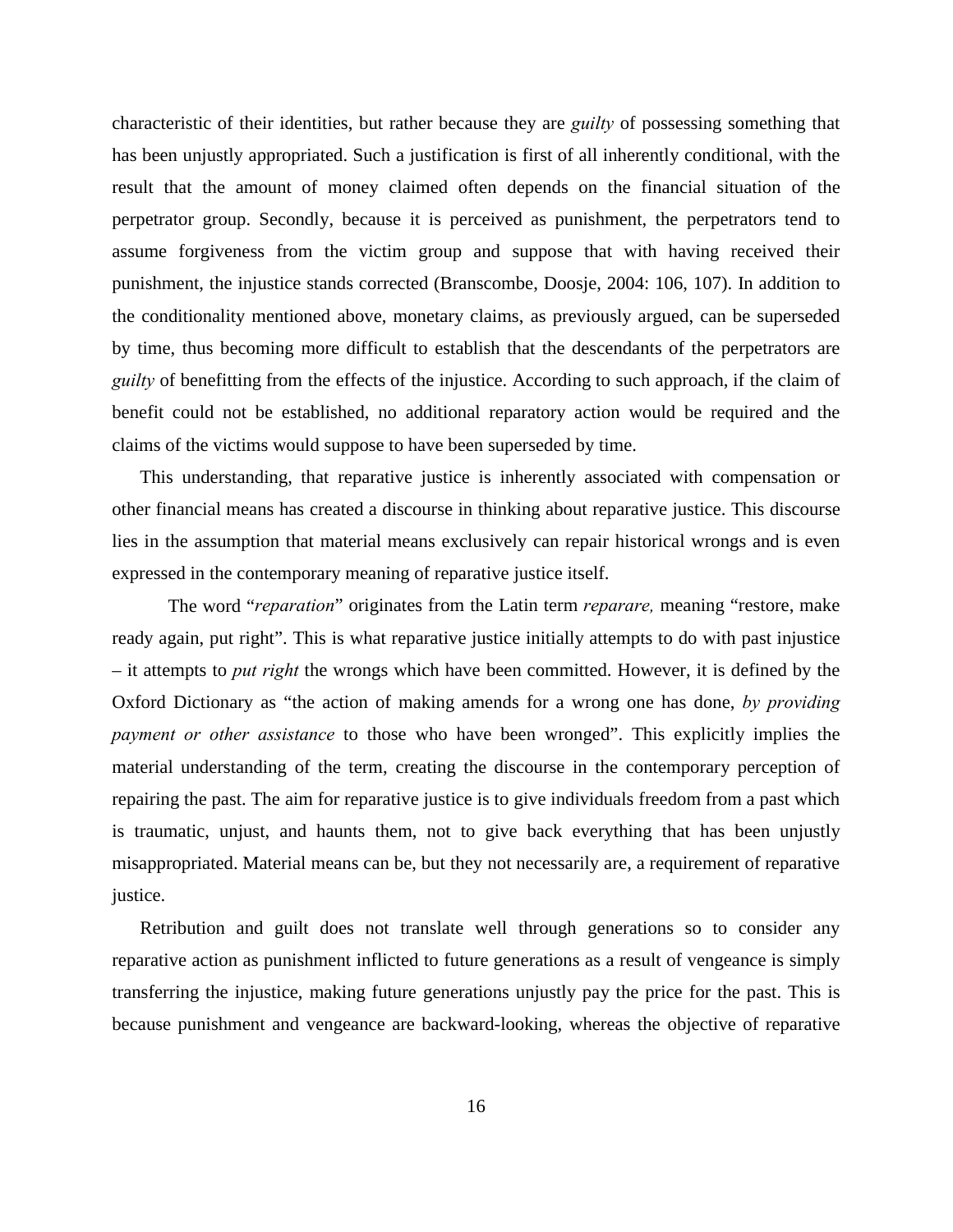characteristic of their identities, but rather because they are *guilty* of possessing something that has been unjustly appropriated. Such a justification is first of all inherently conditional, with the result that the amount of money claimed often depends on the financial situation of the perpetrator group. Secondly, because it is perceived as punishment, the perpetrators tend to assume forgiveness from the victim group and suppose that with having received their punishment, the injustice stands corrected (Branscombe, Doosje, 2004: 106, 107). In addition to the conditionality mentioned above, monetary claims, as previously argued, can be superseded by time, thus becoming more difficult to establish that the descendants of the perpetrators are *guilty* of benefitting from the effects of the injustice. According to such approach, if the claim of benefit could not be established, no additional reparatory action would be required and the claims of the victims would suppose to have been superseded by time.

This understanding, that reparative justice is inherently associated with compensation or other financial means has created a discourse in thinking about reparative justice. This discourse lies in the assumption that material means exclusively can repair historical wrongs and is even expressed in the contemporary meaning of reparative justice itself.

The word "*reparation*" originates from the Latin term *reparare,* meaning "restore, make ready again, put right". This is what reparative justice initially attempts to do with past injustice – it attempts to *put right* the wrongs which have been committed. However, it is defined by the Oxford Dictionary as "the action of making amends for a wrong one has done, *by providing payment or other assistance* to those who have been wronged". This explicitly implies the material understanding of the term, creating the discourse in the contemporary perception of repairing the past. The aim for reparative justice is to give individuals freedom from a past which is traumatic, unjust, and haunts them, not to give back everything that has been unjustly misappropriated. Material means can be, but they not necessarily are, a requirement of reparative justice.

Retribution and guilt does not translate well through generations so to consider any reparative action as punishment inflicted to future generations as a result of vengeance is simply transferring the injustice, making future generations unjustly pay the price for the past. This is because punishment and vengeance are backward-looking, whereas the objective of reparative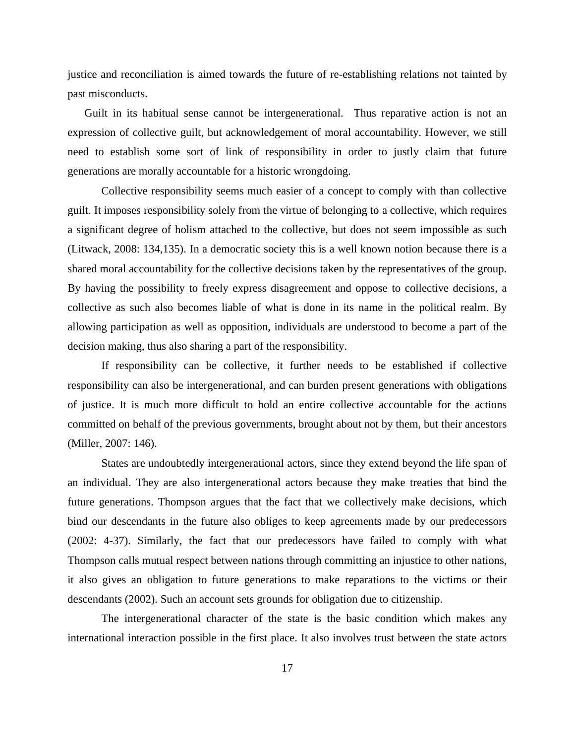justice and reconciliation is aimed towards the future of re-establishing relations not tainted by past misconducts.

Guilt in its habitual sense cannot be intergenerational. Thus reparative action is not an expression of collective guilt, but acknowledgement of moral accountability. However, we still need to establish some sort of link of responsibility in order to justly claim that future generations are morally accountable for a historic wrongdoing.

Collective responsibility seems much easier of a concept to comply with than collective guilt. It imposes responsibility solely from the virtue of belonging to a collective, which requires a significant degree of holism attached to the collective, but does not seem impossible as such (Litwack, 2008: 134,135). In a democratic society this is a well known notion because there is a shared moral accountability for the collective decisions taken by the representatives of the group. By having the possibility to freely express disagreement and oppose to collective decisions, a collective as such also becomes liable of what is done in its name in the political realm. By allowing participation as well as opposition, individuals are understood to become a part of the decision making, thus also sharing a part of the responsibility.

If responsibility can be collective, it further needs to be established if collective responsibility can also be intergenerational, and can burden present generations with obligations of justice. It is much more difficult to hold an entire collective accountable for the actions committed on behalf of the previous governments, brought about not by them, but their ancestors (Miller, 2007: 146).

States are undoubtedly intergenerational actors, since they extend beyond the life span of an individual. They are also intergenerational actors because they make treaties that bind the future generations. Thompson argues that the fact that we collectively make decisions, which bind our descendants in the future also obliges to keep agreements made by our predecessors (2002: 4-37). Similarly, the fact that our predecessors have failed to comply with what Thompson calls mutual respect between nations through committing an injustice to other nations, it also gives an obligation to future generations to make reparations to the victims or their descendants (2002). Such an account sets grounds for obligation due to citizenship.

The intergenerational character of the state is the basic condition which makes any international interaction possible in the first place. It also involves trust between the state actors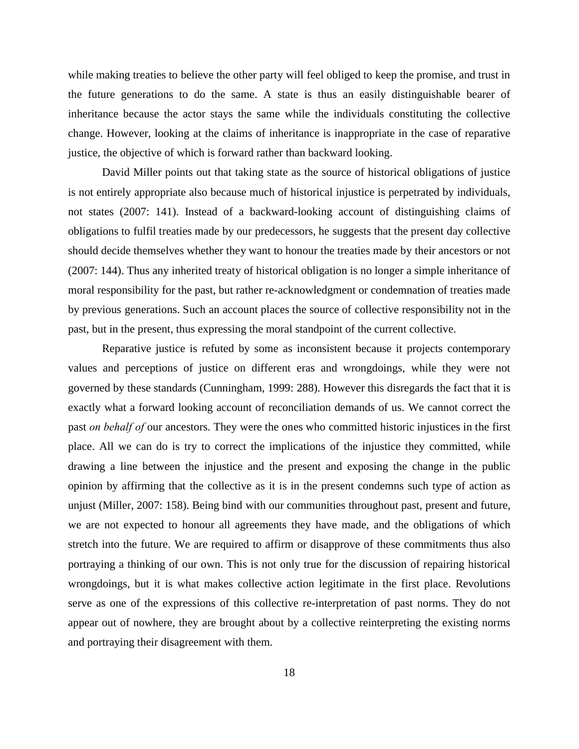while making treaties to believe the other party will feel obliged to keep the promise, and trust in the future generations to do the same. A state is thus an easily distinguishable bearer of inheritance because the actor stays the same while the individuals constituting the collective change. However, looking at the claims of inheritance is inappropriate in the case of reparative justice, the objective of which is forward rather than backward looking.

David Miller points out that taking state as the source of historical obligations of justice is not entirely appropriate also because much of historical injustice is perpetrated by individuals, not states (2007: 141). Instead of a backward-looking account of distinguishing claims of obligations to fulfil treaties made by our predecessors, he suggests that the present day collective should decide themselves whether they want to honour the treaties made by their ancestors or not (2007: 144). Thus any inherited treaty of historical obligation is no longer a simple inheritance of moral responsibility for the past, but rather re-acknowledgment or condemnation of treaties made by previous generations. Such an account places the source of collective responsibility not in the past, but in the present, thus expressing the moral standpoint of the current collective.

Reparative justice is refuted by some as inconsistent because it projects contemporary values and perceptions of justice on different eras and wrongdoings, while they were not governed by these standards (Cunningham, 1999: 288). However this disregards the fact that it is exactly what a forward looking account of reconciliation demands of us. We cannot correct the past *on behalf of* our ancestors. They were the ones who committed historic injustices in the first place. All we can do is try to correct the implications of the injustice they committed, while drawing a line between the injustice and the present and exposing the change in the public opinion by affirming that the collective as it is in the present condemns such type of action as unjust (Miller, 2007: 158). Being bind with our communities throughout past, present and future, we are not expected to honour all agreements they have made, and the obligations of which stretch into the future. We are required to affirm or disapprove of these commitments thus also portraying a thinking of our own. This is not only true for the discussion of repairing historical wrongdoings, but it is what makes collective action legitimate in the first place. Revolutions serve as one of the expressions of this collective re-interpretation of past norms. They do not appear out of nowhere, they are brought about by a collective reinterpreting the existing norms and portraying their disagreement with them.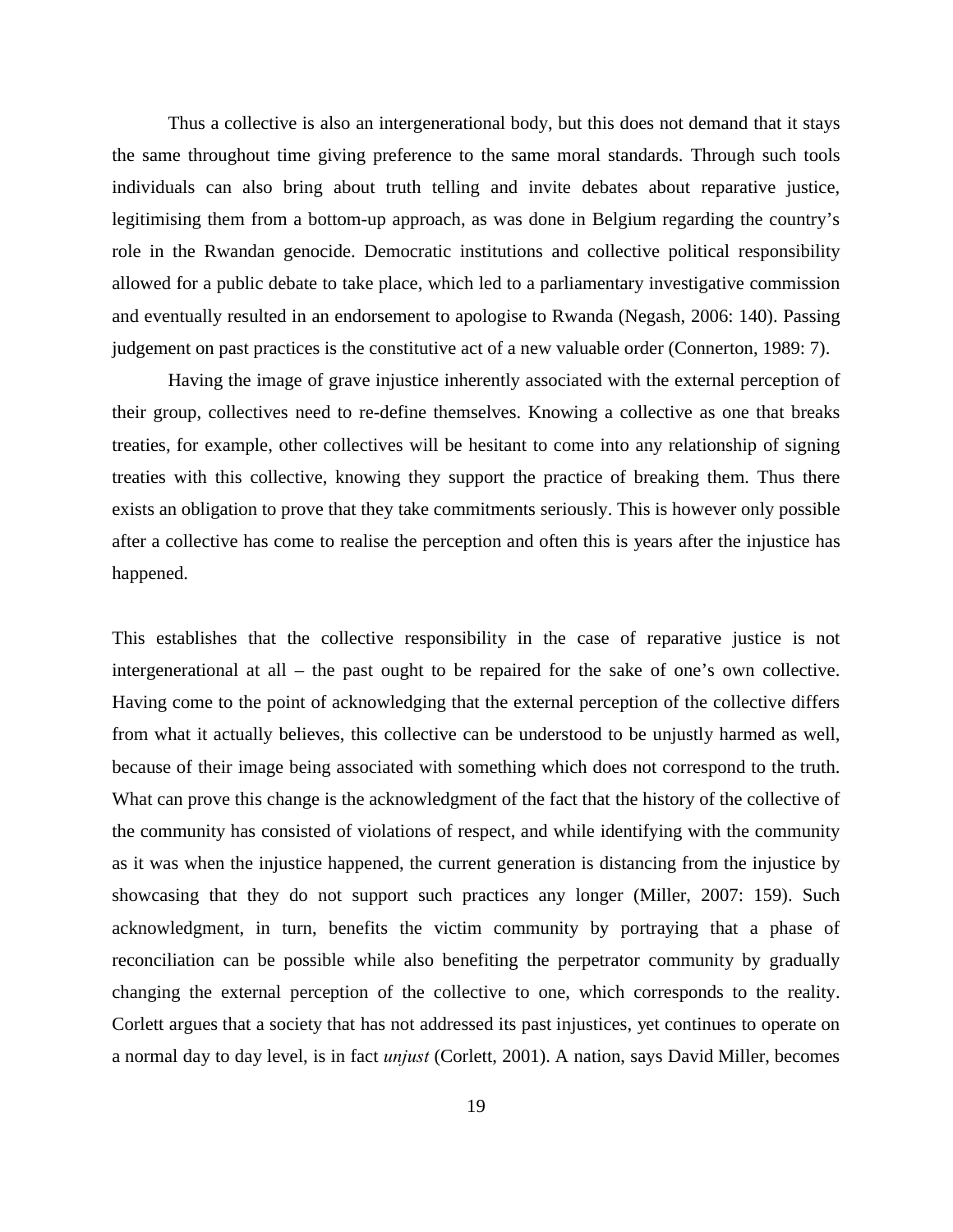Thus a collective is also an intergenerational body, but this does not demand that it stays the same throughout time giving preference to the same moral standards. Through such tools individuals can also bring about truth telling and invite debates about reparative justice, legitimising them from a bottom-up approach, as was done in Belgium regarding the country's role in the Rwandan genocide. Democratic institutions and collective political responsibility allowed for a public debate to take place, which led to a parliamentary investigative commission and eventually resulted in an endorsement to apologise to Rwanda (Negash, 2006: 140). Passing judgement on past practices is the constitutive act of a new valuable order (Connerton, 1989: 7).

Having the image of grave injustice inherently associated with the external perception of their group, collectives need to re-define themselves. Knowing a collective as one that breaks treaties, for example, other collectives will be hesitant to come into any relationship of signing treaties with this collective, knowing they support the practice of breaking them. Thus there exists an obligation to prove that they take commitments seriously. This is however only possible after a collective has come to realise the perception and often this is years after the injustice has happened.

This establishes that the collective responsibility in the case of reparative justice is not intergenerational at all – the past ought to be repaired for the sake of one's own collective. Having come to the point of acknowledging that the external perception of the collective differs from what it actually believes, this collective can be understood to be unjustly harmed as well, because of their image being associated with something which does not correspond to the truth. What can prove this change is the acknowledgment of the fact that the history of the collective of the community has consisted of violations of respect, and while identifying with the community as it was when the injustice happened, the current generation is distancing from the injustice by showcasing that they do not support such practices any longer (Miller, 2007: 159). Such acknowledgment, in turn, benefits the victim community by portraying that a phase of reconciliation can be possible while also benefiting the perpetrator community by gradually changing the external perception of the collective to one, which corresponds to the reality. Corlett argues that a society that has not addressed its past injustices, yet continues to operate on a normal day to day level, is in fact *unjust* (Corlett, 2001). A nation, says David Miller, becomes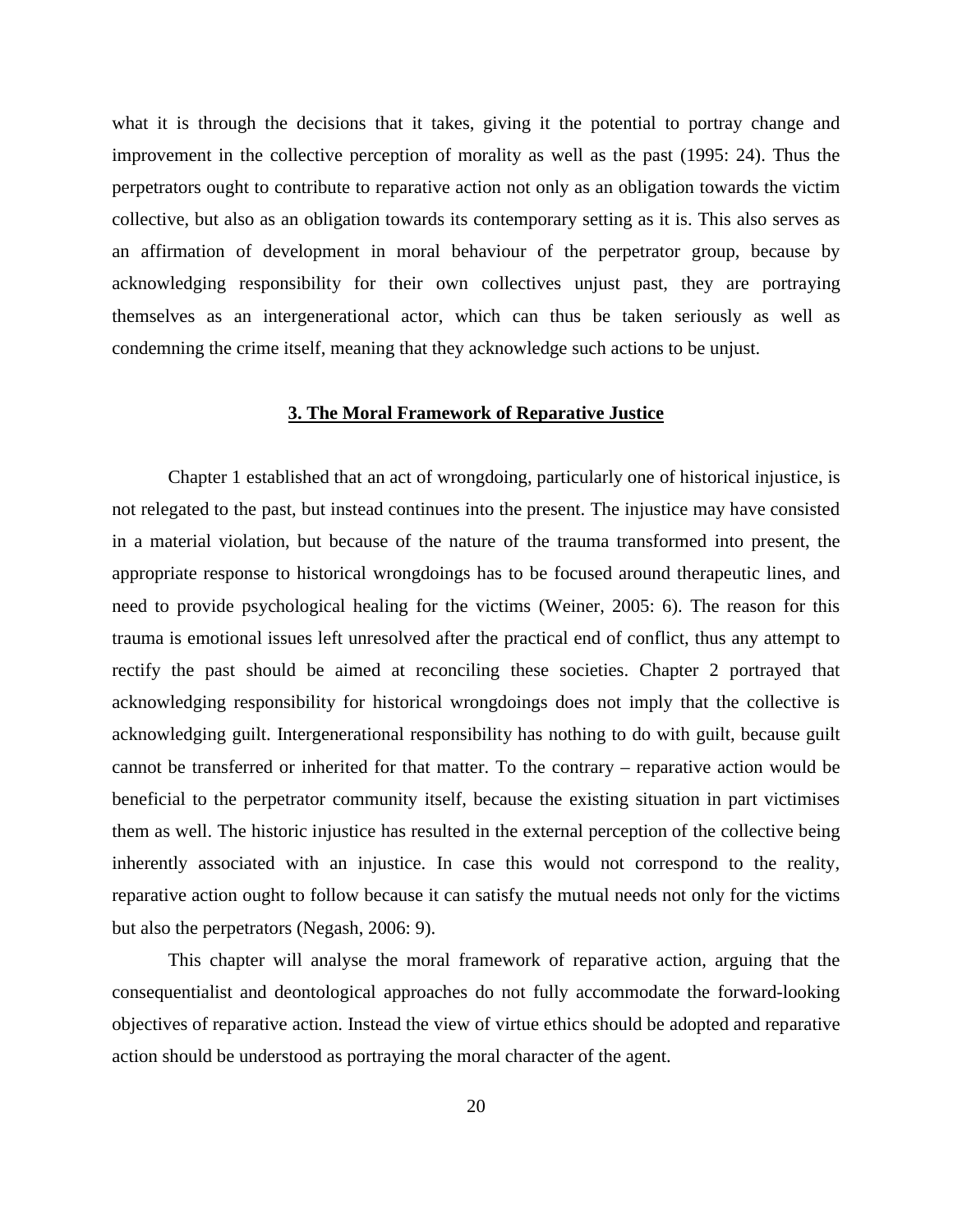what it is through the decisions that it takes, giving it the potential to portray change and improvement in the collective perception of morality as well as the past (1995: 24). Thus the perpetrators ought to contribute to reparative action not only as an obligation towards the victim collective, but also as an obligation towards its contemporary setting as it is. This also serves as an affirmation of development in moral behaviour of the perpetrator group, because by acknowledging responsibility for their own collectives unjust past, they are portraying themselves as an intergenerational actor, which can thus be taken seriously as well as condemning the crime itself, meaning that they acknowledge such actions to be unjust.

## 3. The Moral Framework of Reparative Justice

Chapter 1 established that an act of wrongdoing, particularly one of historical injustice, is not relegated to the past, but instead continues into the present. The injustice may have consisted in a material violation, but because of the nature of the trauma transformed into present, the appropriate response to historical wrongdoings has to be focused around therapeutic lines, and need to provide psychological healing for the victims (Weiner, 2005: 6). The reason for this trauma is emotional issues left unresolved after the practical end of conflict, thus any attempt to rectify the past should be aimed at reconciling these societies. Chapter 2 portrayed that acknowledging responsibility for historical wrongdoings does not imply that the collective is acknowledging guilt. Intergenerational responsibility has nothing to do with guilt, because guilt cannot be transferred or inherited for that matter. To the contrary – reparative action would be beneficial to the perpetrator community itself, because the existing situation in part victimises them as well. The historic injustice has resulted in the external perception of the collective being inherently associated with an injustice. In case this would not correspond to the reality, reparative action ought to follow because it can satisfy the mutual needs not only for the victims but also the perpetrators (Negash, 2006: 9).

This chapter will analyse the moral framework of reparative action, arguing that the consequentialist and deontological approaches do not fully accommodate the forward-looking objectives of reparative action. Instead the view of virtue ethics should be adopted and reparative action should be understood as portraying the moral character of the agent.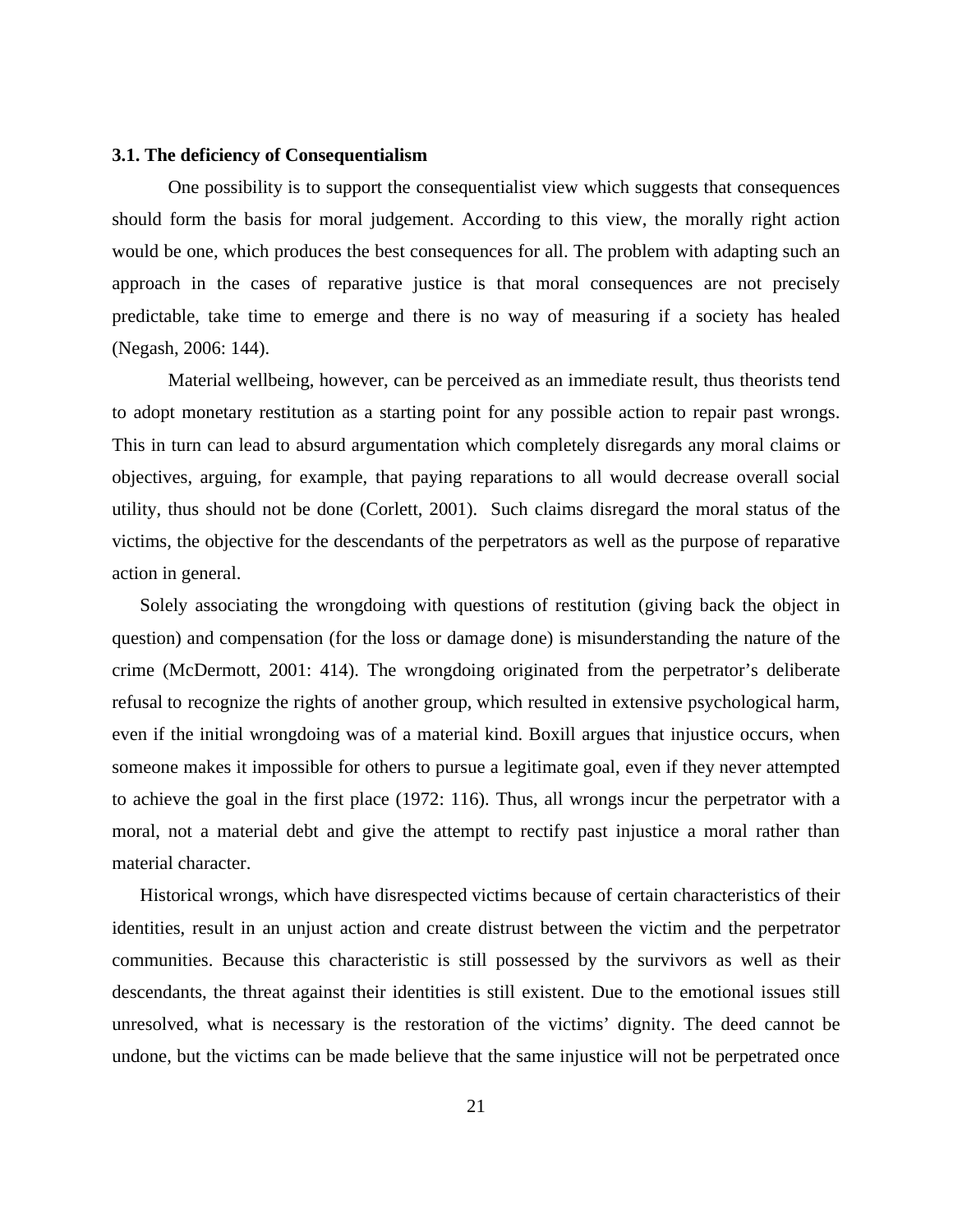### 3.1. The deficiency of Consequentialism

One possibility is to support the consequentialist view which suggests that consequences should form the basis for moral judgement. According to this view, the morally right action would be one, which produces the best consequences for all. The problem with adapting such an approach in the cases of reparative justice is that moral consequences are not precisely predictable, take time to emerge and there is no way of measuring if a society has healed (Negash, 2006: 144).

Material wellbeing, however, can be perceived as an immediate result, thus theorists tend to adopt monetary restitution as a starting point for any possible action to repair past wrongs. This in turn can lead to absurd argumentation which completely disregards any moral claims or objectives, arguing, for example, that paying reparations to all would decrease overall social utility, thus should not be done (Corlett, 2001). Such claims disregard the moral status of the victims, the objective for the descendants of the perpetrators as well as the purpose of reparative action in general.

Solely associating the wrongdoing with questions of restitution (giving back the object in question) and compensation (for the loss or damage done) is misunderstanding the nature of the crime (McDermott, 2001: 414). The wrongdoing originated from the perpetrator's deliberate refusal to recognize the rights of another group, which resulted in extensive psychological harm, even if the initial wrongdoing was of a material kind. Boxill argues that injustice occurs, when someone makes it impossible for others to pursue a legitimate goal, even if they never attempted to achieve the goal in the first place (1972: 116). Thus, all wrongs incur the perpetrator with a moral, not a material debt and give the attempt to rectify past injustice a moral rather than material character.

Historical wrongs, which have disrespected victims because of certain characteristics of their identities, result in an unjust action and create distrust between the victim and the perpetrator communities. Because this characteristic is still possessed by the survivors as well as their descendants, the threat against their identities is still existent. Due to the emotional issues still unresolved, what is necessary is the restoration of the victims' dignity. The deed cannot be undone, but the victims can be made believe that the same injustice will not be perpetrated once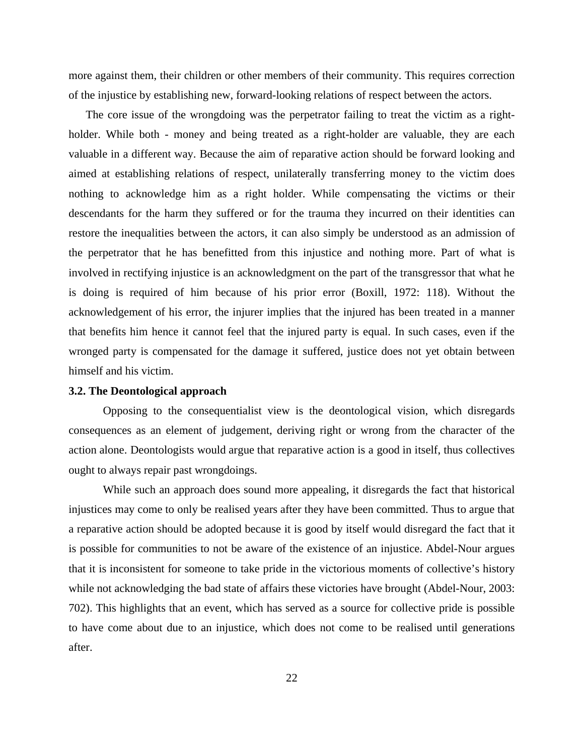more against them, their children or other members of their community. This requires correction of the injustice by establishing new, forward-looking relations of respect between the actors.

The core issue of the wrongdoing was the perpetrator failing to treat the victim as a right-holder. While both - money and being treated as a right-holder are valuable, they are each valuable in a different way. Because the aim of reparative action should be forward looking and aimed at establishing relations of respect, unilaterally transferring money to the victim does nothing to acknowledge him as a right holder. While compensating the victims or their descendants for the harm they suffered or for the trauma they incurred on their identities can restore the inequalities between the actors, it can also simply be understood as an admission of the perpetrator that he has benefitted from this injustice and nothing more. Part of what is involved in rectifying injustice is an acknowledgment on the part of the transgressor that what he is doing is required of him because of his prior error (Boxill, 1972: 118). Without the acknowledgement of his error, the injurer implies that the injured has been treated in a manner that benefits him hence it cannot feel that the injured party is equal. In such cases, even if the wronged party is compensated for the damage it suffered, justice does not yet obtain between himself and his victim.

### 3.2. The Deontological approach

Opposing to the consequentialist view is the deontological vision, which disregards consequences as an element of judgement, deriving right or wrong from the character of the action alone. Deontologists would argue that reparative action is a good in itself, thus collectives ought to always repair past wrongdoings.

While such an approach does sound more appealing, it disregards the fact that historical injustices may come to only be realised years after they have been committed. Thus to argue that a reparative action should be adopted because it is good by itself would disregard the fact that it is possible for communities to not be aware of the existence of an injustice. Abdel-Nour argues that it is inconsistent for someone to take pride in the victorious moments of collective's history while not acknowledging the bad state of affairs these victories have brought (Abdel-Nour, 2003: 702). This highlights that an event, which has served as a source for collective pride is possible to have come about due to an injustice, which does not come to be realised until generations after.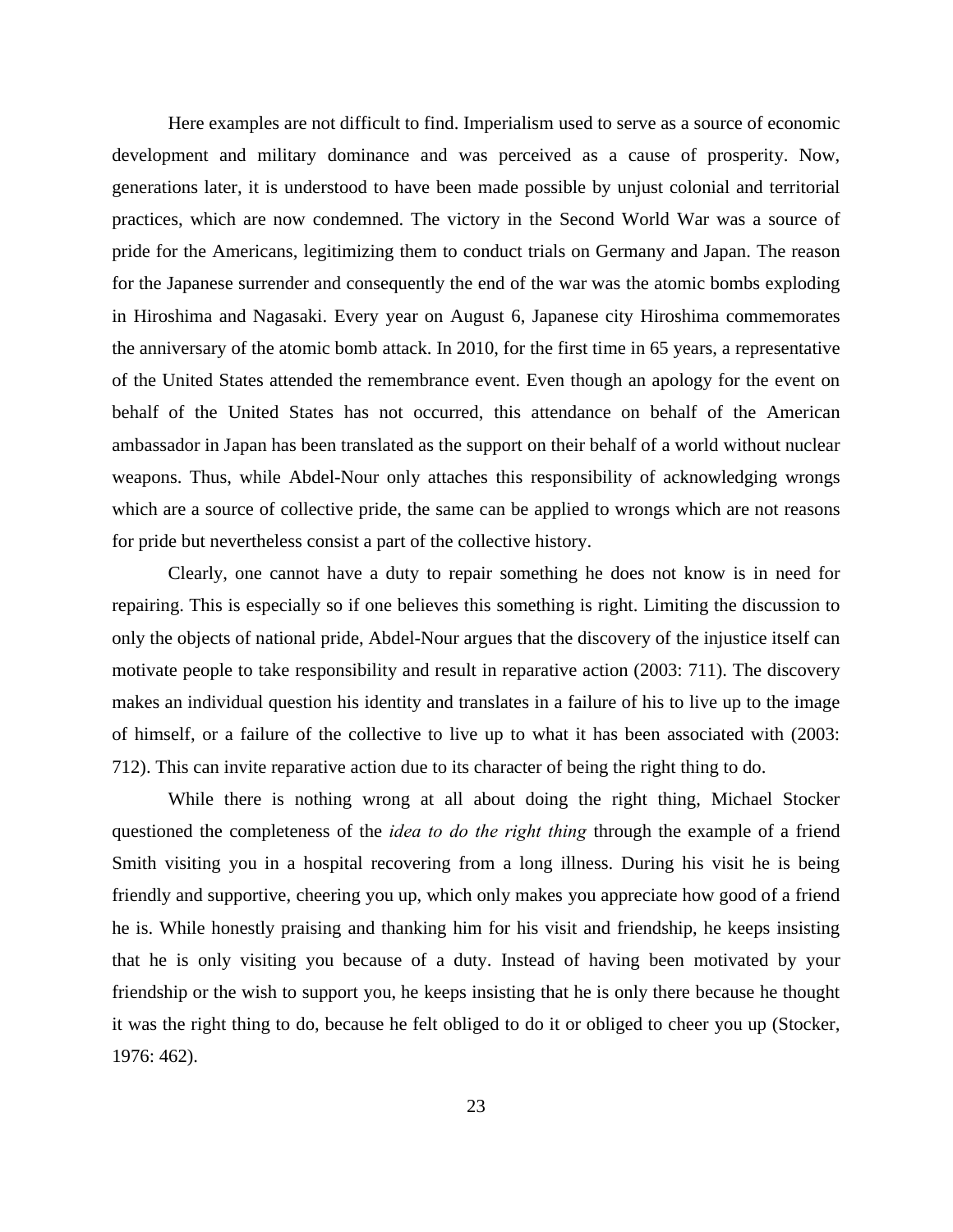Here examples are not difficult to find. Imperialism used to serve as a source of economic development and military dominance and was perceived as a cause of prosperity. Now, generations later, it is understood to have been made possible by unjust colonial and territorial practices, which are now condemned. The victory in the Second World War was a source of pride for the Americans, legitimizing them to conduct trials on Germany and Japan. The reason for the Japanese surrender and consequently the end of the war was the atomic bombs exploding in Hiroshima and Nagasaki. Every year on August 6, Japanese city Hiroshima commemorates the anniversary of the atomic bomb attack. In 2010, for the first time in 65 years, a representative of the United States attended the remembrance event. Even though an apology for the event on behalf of the United States has not occurred, this attendance on behalf of the American ambassador in Japan has been translated as the support on their behalf of a world without nuclear weapons. Thus, while Abdel-Nour only attaches this responsibility of acknowledging wrongs which are a source of collective pride, the same can be applied to wrongs which are not reasons for pride but nevertheless consist a part of the collective history.

Clearly, one cannot have a duty to repair something he does not know is in need for repairing. This is especially so if one believes this something is right. Limiting the discussion to only the objects of national pride, Abdel-Nour argues that the discovery of the injustice itself can motivate people to take responsibility and result in reparative action (2003: 711). The discovery makes an individual question his identity and translates in a failure of his to live up to the image of himself, or a failure of the collective to live up to what it has been associated with (2003: 712). This can invite reparative action due to its character of being the right thing to do.

While there is nothing wrong at all about doing the right thing, Michael Stocker questioned the completeness of the *idea to do the right thing* through the example of a friend Smith visiting you in a hospital recovering from a long illness. During his visit he is being friendly and supportive, cheering you up, which only makes you appreciate how good of a friend he is. While honestly praising and thanking him for his visit and friendship, he keeps insisting that he is only visiting you because of a duty. Instead of having been motivated by your friendship or the wish to support you, he keeps insisting that he is only there because he thought it was the right thing to do, because he felt obliged to do it or obliged to cheer you up (Stocker, 1976: 462).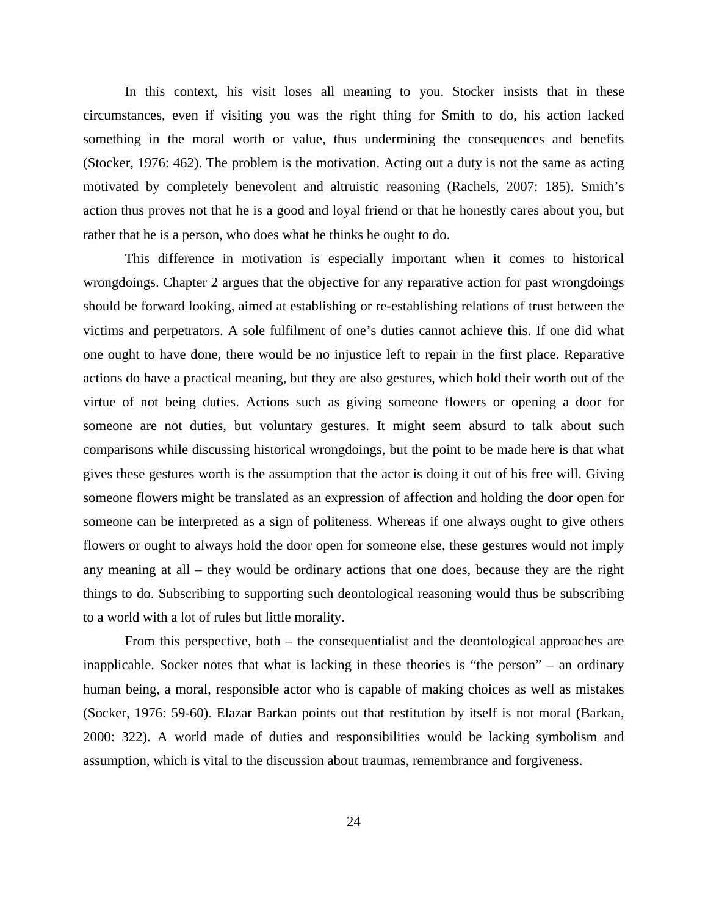In this context, his visit loses all meaning to you. Stocker insists that in these circumstances, even if visiting you was the right thing for Smith to do, his action lacked something in the moral worth or value, thus undermining the consequences and benefits (Stocker, 1976: 462). The problem is the motivation. Acting out a duty is not the same as acting motivated by completely benevolent and altruistic reasoning (Rachels, 2007: 185). Smith's action thus proves not that he is a good and loyal friend or that he honestly cares about you, but rather that he is a person, who does what he thinks he ought to do.

This difference in motivation is especially important when it comes to historical wrongdoings. Chapter 2 argues that the objective for any reparative action for past wrongdoings should be forward looking, aimed at establishing or re-establishing relations of trust between the victims and perpetrators. A sole fulfilment of one's duties cannot achieve this. If one did what one ought to have done, there would be no injustice left to repair in the first place. Reparative actions do have a practical meaning, but they are also gestures, which hold their worth out of the virtue of not being duties. Actions such as giving someone flowers or opening a door for someone are not duties, but voluntary gestures. It might seem absurd to talk about such comparisons while discussing historical wrongdoings, but the point to be made here is that what gives these gestures worth is the assumption that the actor is doing it out of his free will. Giving someone flowers might be translated as an expression of affection and holding the door open for someone can be interpreted as a sign of politeness. Whereas if one always ought to give others flowers or ought to always hold the door open for someone else, these gestures would not imply any meaning at all – they would be ordinary actions that one does, because they are the right things to do. Subscribing to supporting such deontological reasoning would thus be subscribing to a world with a lot of rules but little morality.

From this perspective, both – the consequentialist and the deontological approaches are inapplicable. Socker notes that what is lacking in these theories is "the person" – an ordinary human being, a moral, responsible actor who is capable of making choices as well as mistakes (Socker, 1976: 59-60). Elazar Barkan points out that restitution by itself is not moral (Barkan, 2000: 322). A world made of duties and responsibilities would be lacking symbolism and assumption, which is vital to the discussion about traumas, remembrance and forgiveness.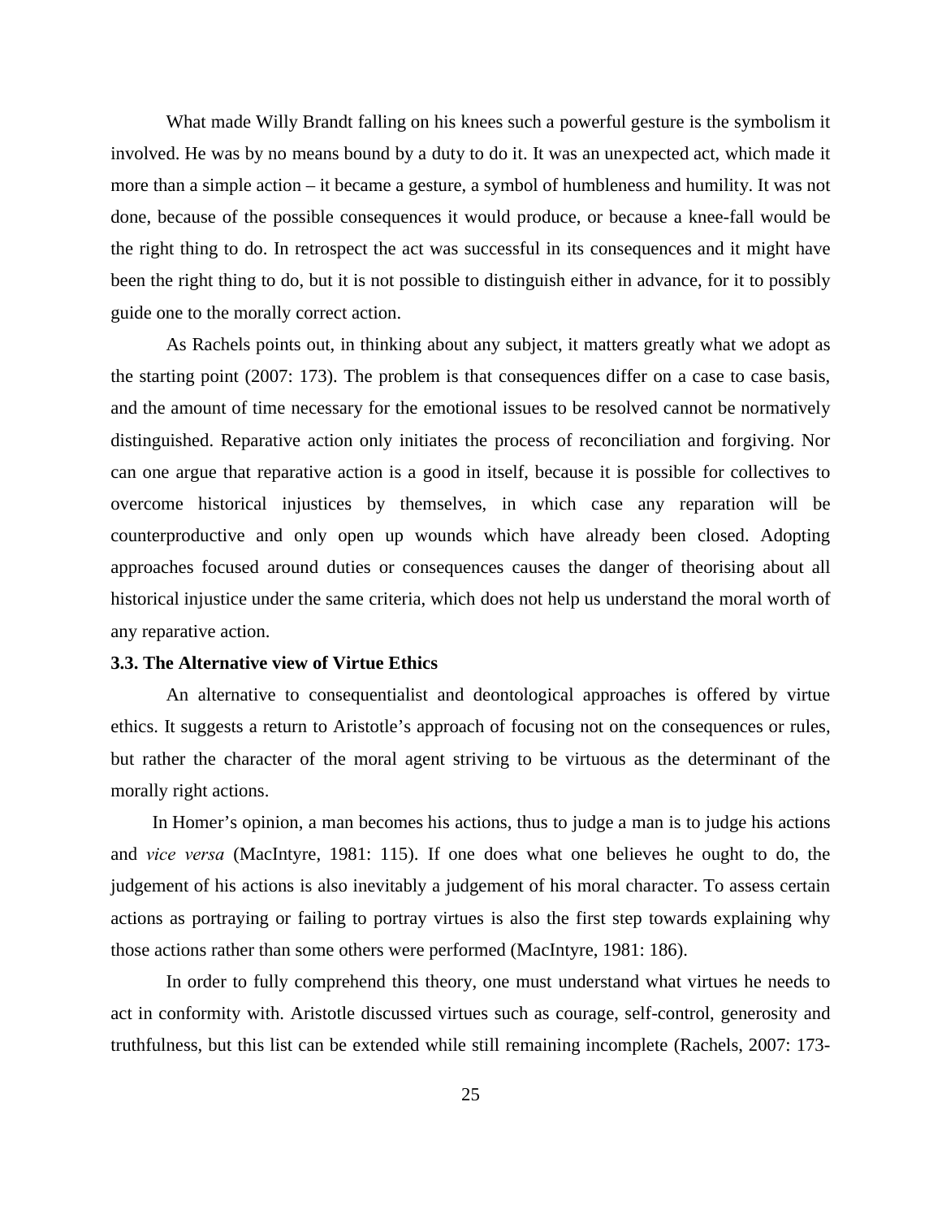What made Willy Brandt falling on his knees such a powerful gesture is the symbolism it involved. He was by no means bound by a duty to do it. It was an unexpected act, which made it more than a simple action – it became a gesture, a symbol of humbleness and humility. It was not done, because of the possible consequences it would produce, or because a knee-fall would be the right thing to do. In retrospect the act was successful in its consequences and it might have been the right thing to do, but it is not possible to distinguish either in advance, for it to possibly guide one to the morally correct action.

As Rachels points out, in thinking about any subject, it matters greatly what we adopt as the starting point (2007: 173). The problem is that consequences differ on a case to case basis, and the amount of time necessary for the emotional issues to be resolved cannot be normatively distinguished. Reparative action only initiates the process of reconciliation and forgiving. Nor can one argue that reparative action is a good in itself, because it is possible for collectives to overcome historical injustices by themselves, in which case any reparation will be counterproductive and only open up wounds which have already been closed. Adopting approaches focused around duties or consequences causes the danger of theorising about all historical injustice under the same criteria, which does not help us understand the moral worth of any reparative action.

### 3.3. The Alternative view of Virtue Ethics

An alternative to consequentialist and deontological approaches is offered by virtue ethics. It suggests a return to Aristotle's approach of focusing not on the consequences or rules, but rather the character of the moral agent striving to be virtuous as the determinant of the morally right actions.

In Homer's opinion, a man becomes his actions, thus to judge a man is to judge his actions and *vice versa* (MacIntyre, 1981: 115). If one does what one believes he ought to do, the judgement of his actions is also inevitably a judgement of his moral character. To assess certain actions as portraying or failing to portray virtues is also the first step towards explaining why those actions rather than some others were performed (MacIntyre, 1981: 186).

In order to fully comprehend this theory, one must understand what virtues he needs to act in conformity with. Aristotle discussed virtues such as courage, self-control, generosity and truthfulness, but this list can be extended while still remaining incomplete (Rachels, 2007: 173-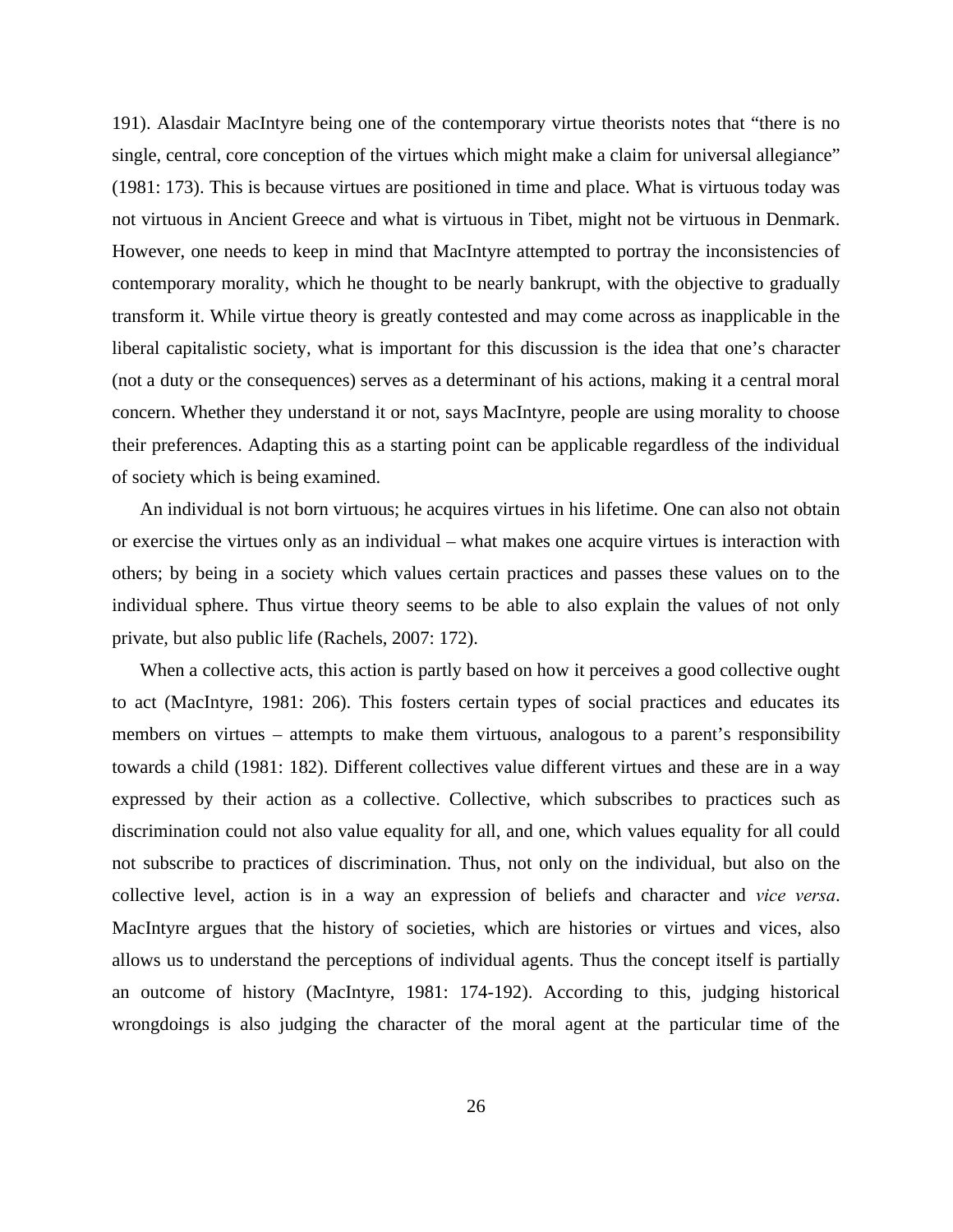191). Alasdair MacIntyre being one of the contemporary virtue theorists notes that "there is no single, central, core conception of the virtues which might make a claim for universal allegiance" (1981: 173). This is because virtues are positioned in time and place. What is virtuous today was not virtuous in Ancient Greece and what is virtuous in Tibet, might not be virtuous in Denmark. However, one needs to keep in mind that MacIntyre attempted to portray the inconsistencies of contemporary morality, which he thought to be nearly bankrupt, with the objective to gradually transform it. While virtue theory is greatly contested and may come across as inapplicable in the liberal capitalistic society, what is important for this discussion is the idea that one's character (not a duty or the consequences) serves as a determinant of his actions, making it a central moral concern. Whether they understand it or not, says MacIntyre, people are using morality to choose their preferences. Adapting this as a starting point can be applicable regardless of the individual of society which is being examined.

An individual is not born virtuous; he acquires virtues in his lifetime. One can also not obtain or exercise the virtues only as an individual – what makes one acquire virtues is interaction with others; by being in a society which values certain practices and passes these values on to the individual sphere. Thus virtue theory seems to be able to also explain the values of not only private, but also public life (Rachels, 2007: 172).

When a collective acts, this action is partly based on how it perceives a good collective ought to act (MacIntyre, 1981: 206). This fosters certain types of social practices and educates its members on virtues – attempts to make them virtuous, analogous to a parent's responsibility towards a child (1981: 182). Different collectives value different virtues and these are in a way expressed by their action as a collective. Collective, which subscribes to practices such as discrimination could not also value equality for all, and one, which values equality for all could not subscribe to practices of discrimination. Thus, not only on the individual, but also on the collective level, action is in a way an expression of beliefs and character and *vice versa*. MacIntyre argues that the history of societies, which are histories or virtues and vices, also allows us to understand the perceptions of individual agents. Thus the concept itself is partially an outcome of history (MacIntyre, 1981: 174-192). According to this, judging historical wrongdoings is also judging the character of the moral agent at the particular time of the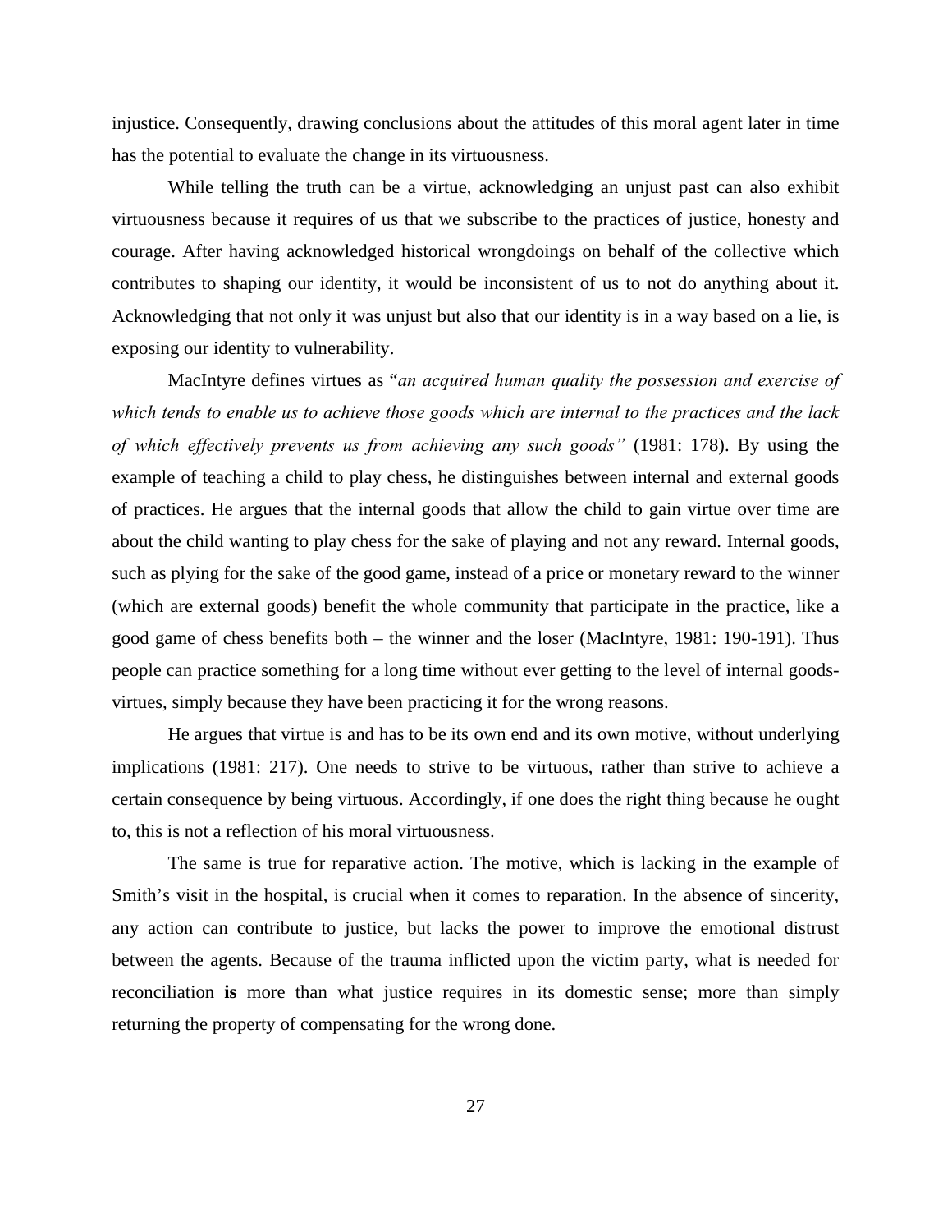injustice. Consequently, drawing conclusions about the attitudes of this moral agent later in time has the potential to evaluate the change in its virtuousness.

While telling the truth can be a virtue, acknowledging an unjust past can also exhibit virtuousness because it requires of us that we subscribe to the practices of justice, honesty and courage. After having acknowledged historical wrongdoings on behalf of the collective which contributes to shaping our identity, it would be inconsistent of us to not do anything about it. Acknowledging that not only it was unjust but also that our identity is in a way based on a lie, is exposing our identity to vulnerability.

MacIntyre defines virtues as "*an acquired human quality the possession and exercise of which tends to enable us to achieve those goods which are internal to the practices and the lack of which effectively prevents us from achieving any such goods"* (1981: 178). By using the example of teaching a child to play chess, he distinguishes between internal and external goods of practices. He argues that the internal goods that allow the child to gain virtue over time are about the child wanting to play chess for the sake of playing and not any reward. Internal goods, such as plying for the sake of the good game, instead of a price or monetary reward to the winner (which are external goods) benefit the whole community that participate in the practice, like a good game of chess benefits both – the winner and the loser (MacIntyre, 1981: 190-191). Thus people can practice something for a long time without ever getting to the level of internal goods-virtues, simply because they have been practicing it for the wrong reasons.

He argues that virtue is and has to be its own end and its own motive, without underlying implications (1981: 217). One needs to strive to be virtuous, rather than strive to achieve a certain consequence by being virtuous. Accordingly, if one does the right thing because he ought to, this is not a reflection of his moral virtuousness.

The same is true for reparative action. The motive, which is lacking in the example of Smith's visit in the hospital, is crucial when it comes to reparation. In the absence of sincerity, any action can contribute to justice, but lacks the power to improve the emotional distrust between the agents. Because of the trauma inflicted upon the victim party, what is needed for reconciliation **is** more than what justice requires in its domestic sense; more than simply returning the property of compensating for the wrong done.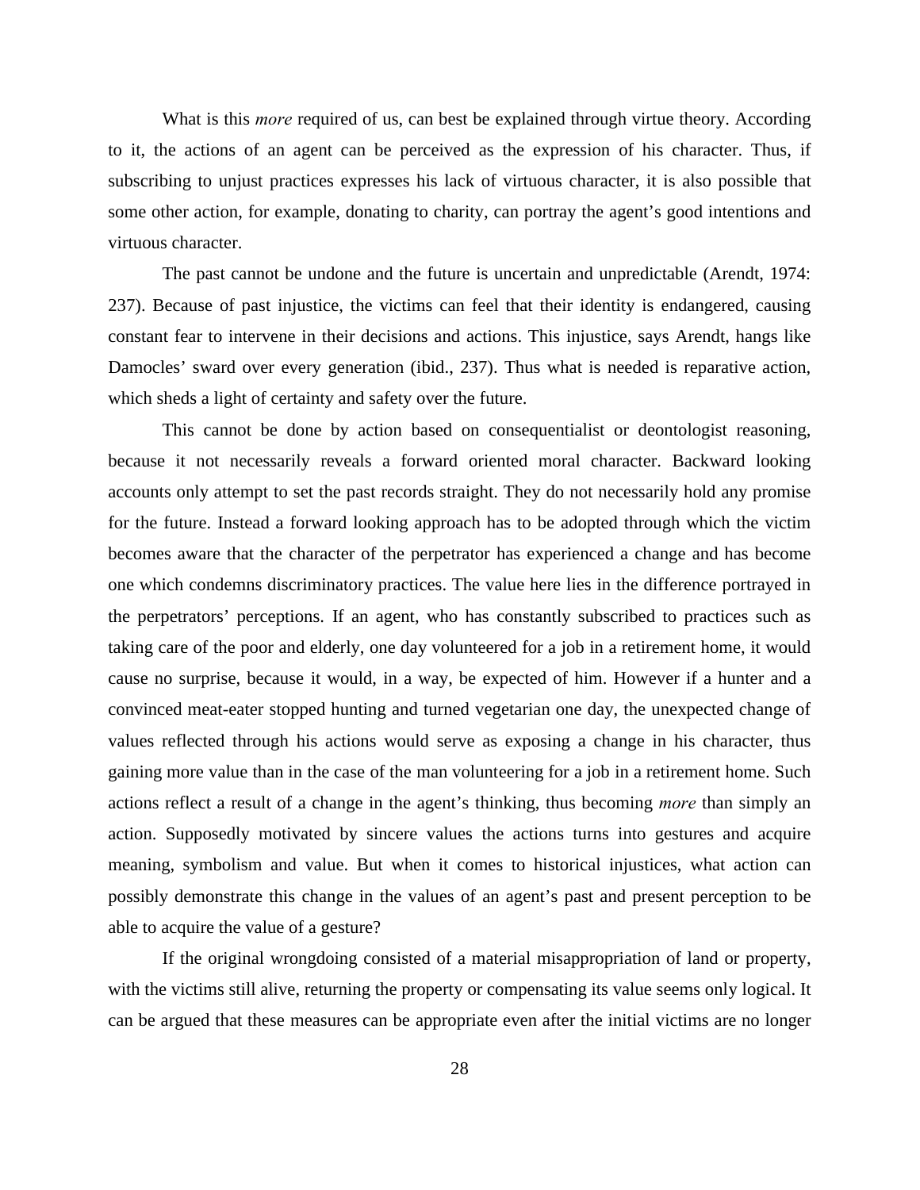What is this *more* required of us, can best be explained through virtue theory. According to it, the actions of an agent can be perceived as the expression of his character. Thus, if subscribing to unjust practices expresses his lack of virtuous character, it is also possible that some other action, for example, donating to charity, can portray the agent's good intentions and virtuous character.

The past cannot be undone and the future is uncertain and unpredictable (Arendt, 1974: 237). Because of past injustice, the victims can feel that their identity is endangered, causing constant fear to intervene in their decisions and actions. This injustice, says Arendt, hangs like Damocles' sward over every generation (ibid., 237). Thus what is needed is reparative action, which sheds a light of certainty and safety over the future.

This cannot be done by action based on consequentialist or deontologist reasoning, because it not necessarily reveals a forward oriented moral character. Backward looking accounts only attempt to set the past records straight. They do not necessarily hold any promise for the future. Instead a forward looking approach has to be adopted through which the victim becomes aware that the character of the perpetrator has experienced a change and has become one which condemns discriminatory practices. The value here lies in the difference portrayed in the perpetrators' perceptions. If an agent, who has constantly subscribed to practices such as taking care of the poor and elderly, one day volunteered for a job in a retirement home, it would cause no surprise, because it would, in a way, be expected of him. However if a hunter and a convinced meat-eater stopped hunting and turned vegetarian one day, the unexpected change of values reflected through his actions would serve as exposing a change in his character, thus gaining more value than in the case of the man volunteering for a job in a retirement home. Such actions reflect a result of a change in the agent's thinking, thus becoming *more* than simply an action. Supposedly motivated by sincere values the actions turns into gestures and acquire meaning, symbolism and value. But when it comes to historical injustices, what action can possibly demonstrate this change in the values of an agent's past and present perception to be able to acquire the value of a gesture?

If the original wrongdoing consisted of a material misappropriation of land or property, with the victims still alive, returning the property or compensating its value seems only logical. It can be argued that these measures can be appropriate even after the initial victims are no longer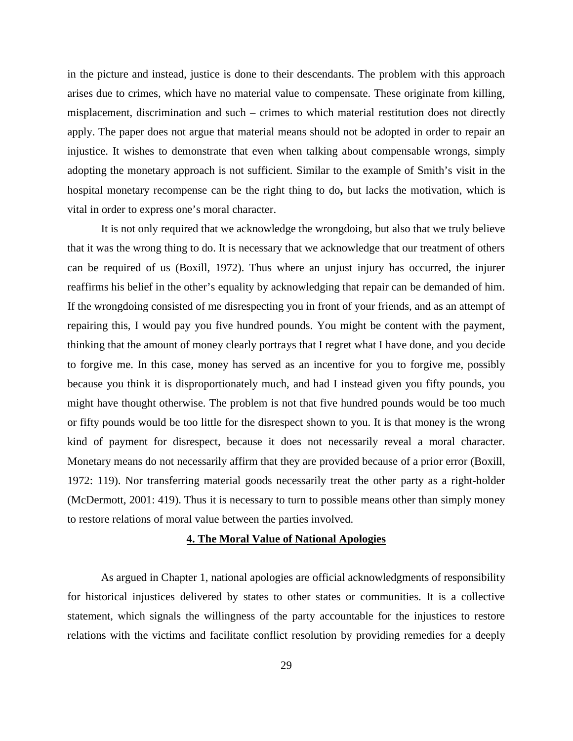in the picture and instead, justice is done to their descendants. The problem with this approach arises due to crimes, which have no material value to compensate. These originate from killing, misplacement, discrimination and such – crimes to which material restitution does not directly apply. The paper does not argue that material means should not be adopted in order to repair an injustice. It wishes to demonstrate that even when talking about compensable wrongs, simply adopting the monetary approach is not sufficient. Similar to the example of Smith's visit in the hospital monetary recompense can be the right thing to do**,** but lacks the motivation, which is vital in order to express one's moral character.

It is not only required that we acknowledge the wrongdoing, but also that we truly believe that it was the wrong thing to do. It is necessary that we acknowledge that our treatment of others can be required of us (Boxill, 1972). Thus where an unjust injury has occurred, the injurer reaffirms his belief in the other's equality by acknowledging that repair can be demanded of him. If the wrongdoing consisted of me disrespecting you in front of your friends, and as an attempt of repairing this, I would pay you five hundred pounds. You might be content with the payment, thinking that the amount of money clearly portrays that I regret what I have done, and you decide to forgive me. In this case, money has served as an incentive for you to forgive me, possibly because you think it is disproportionately much, and had I instead given you fifty pounds, you might have thought otherwise. The problem is not that five hundred pounds would be too much or fifty pounds would be too little for the disrespect shown to you. It is that money is the wrong kind of payment for disrespect, because it does not necessarily reveal a moral character. Monetary means do not necessarily affirm that they are provided because of a prior error (Boxill, 1972: 119). Nor transferring material goods necessarily treat the other party as a right-holder (McDermott, 2001: 419). Thus it is necessary to turn to possible means other than simply money to restore relations of moral value between the parties involved.

## 4. The Moral Value of National Apologies

As argued in Chapter 1, national apologies are official acknowledgments of responsibility for historical injustices delivered by states to other states or communities. It is a collective statement, which signals the willingness of the party accountable for the injustices to restore relations with the victims and facilitate conflict resolution by providing remedies for a deeply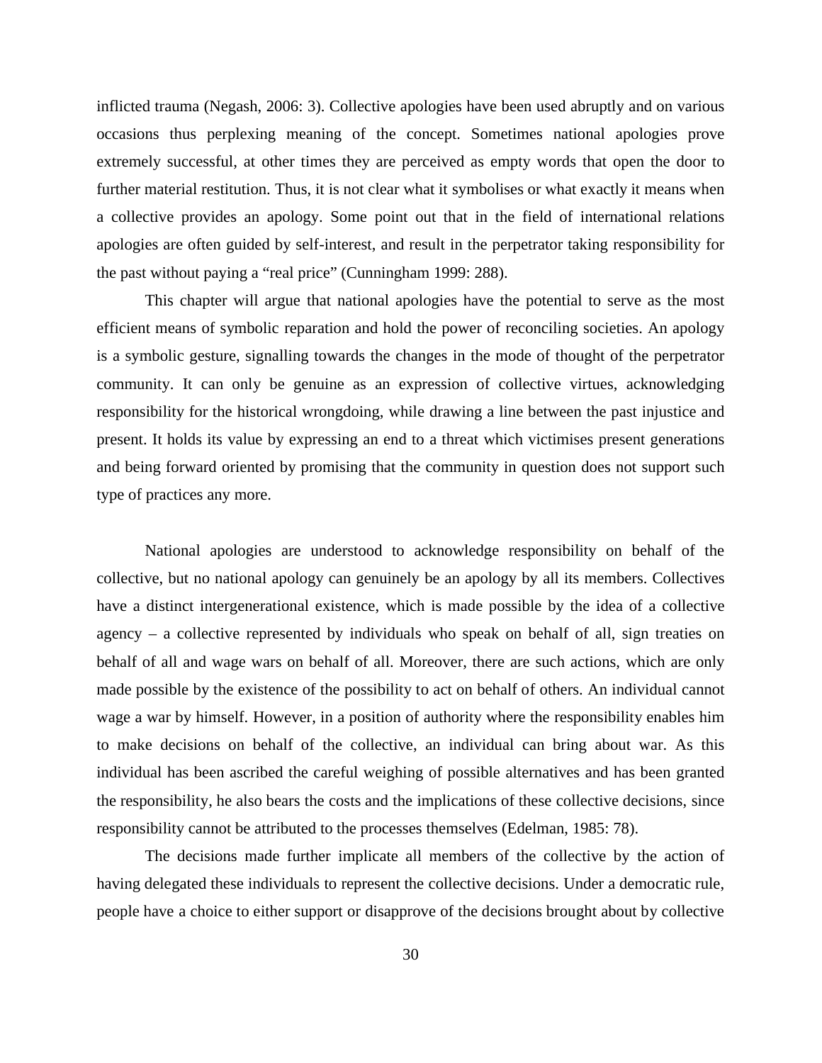inflicted trauma (Negash, 2006: 3). Collective apologies have been used abruptly and on various occasions thus perplexing meaning of the concept. Sometimes national apologies prove extremely successful, at other times they are perceived as empty words that open the door to further material restitution. Thus, it is not clear what it symbolises or what exactly it means when a collective provides an apology. Some point out that in the field of international relations apologies are often guided by self-interest, and result in the perpetrator taking responsibility for the past without paying a "real price" (Cunningham 1999: 288).

This chapter will argue that national apologies have the potential to serve as the most efficient means of symbolic reparation and hold the power of reconciling societies. An apology is a symbolic gesture, signalling towards the changes in the mode of thought of the perpetrator community. It can only be genuine as an expression of collective virtues, acknowledging responsibility for the historical wrongdoing, while drawing a line between the past injustice and present. It holds its value by expressing an end to a threat which victimises present generations and being forward oriented by promising that the community in question does not support such type of practices any more.

National apologies are understood to acknowledge responsibility on behalf of the collective, but no national apology can genuinely be an apology by all its members. Collectives have a distinct intergenerational existence, which is made possible by the idea of a collective agency – a collective represented by individuals who speak on behalf of all, sign treaties on behalf of all and wage wars on behalf of all. Moreover, there are such actions, which are only made possible by the existence of the possibility to act on behalf of others. An individual cannot wage a war by himself. However, in a position of authority where the responsibility enables him to make decisions on behalf of the collective, an individual can bring about war. As this individual has been ascribed the careful weighing of possible alternatives and has been granted the responsibility, he also bears the costs and the implications of these collective decisions, since responsibility cannot be attributed to the processes themselves (Edelman, 1985: 78).

The decisions made further implicate all members of the collective by the action of having delegated these individuals to represent the collective decisions. Under a democratic rule, people have a choice to either support or disapprove of the decisions brought about by collective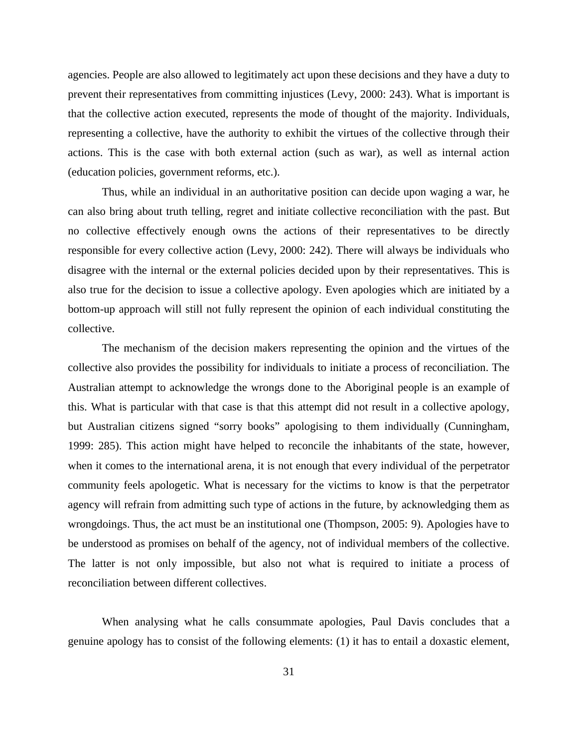agencies. People are also allowed to legitimately act upon these decisions and they have a duty to prevent their representatives from committing injustices (Levy, 2000: 243). What is important is that the collective action executed, represents the mode of thought of the majority. Individuals, representing a collective, have the authority to exhibit the virtues of the collective through their actions. This is the case with both external action (such as war), as well as internal action (education policies, government reforms, etc.).

Thus, while an individual in an authoritative position can decide upon waging a war, he can also bring about truth telling, regret and initiate collective reconciliation with the past. But no collective effectively enough owns the actions of their representatives to be directly responsible for every collective action (Levy, 2000: 242). There will always be individuals who disagree with the internal or the external policies decided upon by their representatives. This is also true for the decision to issue a collective apology. Even apologies which are initiated by a bottom-up approach will still not fully represent the opinion of each individual constituting the collective.

The mechanism of the decision makers representing the opinion and the virtues of the collective also provides the possibility for individuals to initiate a process of reconciliation. The Australian attempt to acknowledge the wrongs done to the Aboriginal people is an example of this. What is particular with that case is that this attempt did not result in a collective apology, but Australian citizens signed "sorry books" apologising to them individually (Cunningham, 1999: 285). This action might have helped to reconcile the inhabitants of the state, however, when it comes to the international arena, it is not enough that every individual of the perpetrator community feels apologetic. What is necessary for the victims to know is that the perpetrator agency will refrain from admitting such type of actions in the future, by acknowledging them as wrongdoings. Thus, the act must be an institutional one (Thompson, 2005: 9). Apologies have to be understood as promises on behalf of the agency, not of individual members of the collective. The latter is not only impossible, but also not what is required to initiate a process of reconciliation between different collectives.

When analysing what he calls consummate apologies, Paul Davis concludes that a genuine apology has to consist of the following elements: (1) it has to entail a doxastic element,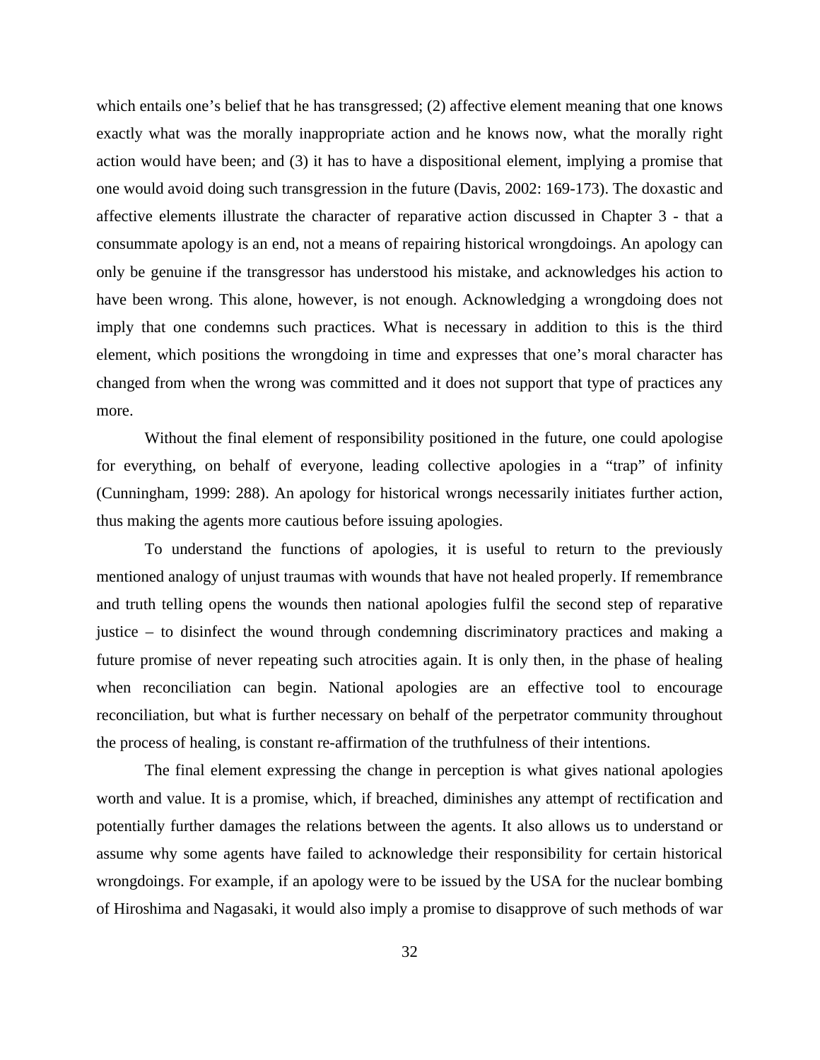which entails one's belief that he has transgressed; (2) affective element meaning that one knows exactly what was the morally inappropriate action and he knows now, what the morally right action would have been; and (3) it has to have a dispositional element, implying a promise that one would avoid doing such transgression in the future (Davis, 2002: 169-173). The doxastic and affective elements illustrate the character of reparative action discussed in Chapter 3 - that a consummate apology is an end, not a means of repairing historical wrongdoings. An apology can only be genuine if the transgressor has understood his mistake, and acknowledges his action to have been wrong. This alone, however, is not enough. Acknowledging a wrongdoing does not imply that one condemns such practices. What is necessary in addition to this is the third element, which positions the wrongdoing in time and expresses that one's moral character has changed from when the wrong was committed and it does not support that type of practices any more.

Without the final element of responsibility positioned in the future, one could apologise for everything, on behalf of everyone, leading collective apologies in a "trap" of infinity (Cunningham, 1999: 288). An apology for historical wrongs necessarily initiates further action, thus making the agents more cautious before issuing apologies.

To understand the functions of apologies, it is useful to return to the previously mentioned analogy of unjust traumas with wounds that have not healed properly. If remembrance and truth telling opens the wounds then national apologies fulfil the second step of reparative justice – to disinfect the wound through condemning discriminatory practices and making a future promise of never repeating such atrocities again. It is only then, in the phase of healing when reconciliation can begin. National apologies are an effective tool to encourage reconciliation, but what is further necessary on behalf of the perpetrator community throughout the process of healing, is constant re-affirmation of the truthfulness of their intentions.

The final element expressing the change in perception is what gives national apologies worth and value. It is a promise, which, if breached, diminishes any attempt of rectification and potentially further damages the relations between the agents. It also allows us to understand or assume why some agents have failed to acknowledge their responsibility for certain historical wrongdoings. For example, if an apology were to be issued by the USA for the nuclear bombing of Hiroshima and Nagasaki, it would also imply a promise to disapprove of such methods of war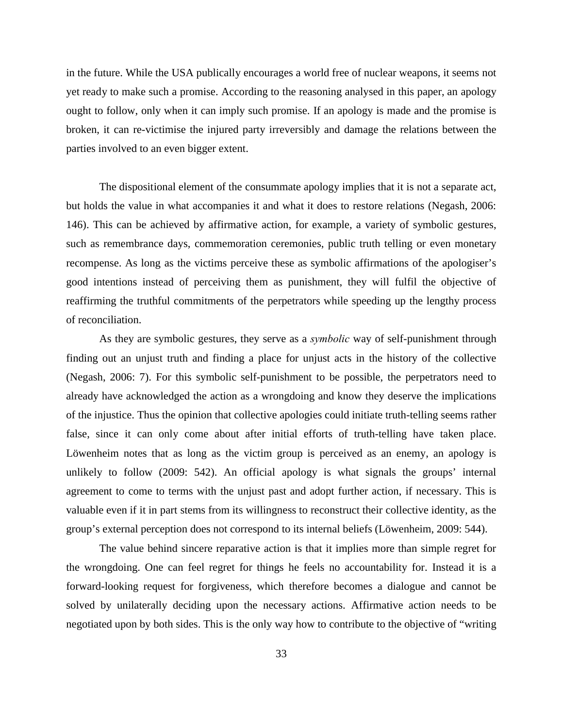in the future. While the USA publically encourages a world free of nuclear weapons, it seems not yet ready to make such a promise. According to the reasoning analysed in this paper, an apology ought to follow, only when it can imply such promise. If an apology is made and the promise is broken, it can re-victimise the injured party irreversibly and damage the relations between the parties involved to an even bigger extent.

The dispositional element of the consummate apology implies that it is not a separate act, but holds the value in what accompanies it and what it does to restore relations (Negash, 2006: 146). This can be achieved by affirmative action, for example, a variety of symbolic gestures, such as remembrance days, commemoration ceremonies, public truth telling or even monetary recompense. As long as the victims perceive these as symbolic affirmations of the apologiser's good intentions instead of perceiving them as punishment, they will fulfil the objective of reaffirming the truthful commitments of the perpetrators while speeding up the lengthy process of reconciliation.

As they are symbolic gestures, they serve as a *symbolic* way of self-punishment through finding out an unjust truth and finding a place for unjust acts in the history of the collective (Negash, 2006: 7). For this symbolic self-punishment to be possible, the perpetrators need to already have acknowledged the action as a wrongdoing and know they deserve the implications of the injustice. Thus the opinion that collective apologies could initiate truth-telling seems rather false, since it can only come about after initial efforts of truth-telling have taken place. Löwenheim notes that as long as the victim group is perceived as an enemy, an apology is unlikely to follow (2009: 542). An official apology is what signals the groups' internal agreement to come to terms with the unjust past and adopt further action, if necessary. This is valuable even if it in part stems from its willingness to reconstruct their collective identity, as the group's external perception does not correspond to its internal beliefs (Löwenheim, 2009: 544).

The value behind sincere reparative action is that it implies more than simple regret for the wrongdoing. One can feel regret for things he feels no accountability for. Instead it is a forward-looking request for forgiveness, which therefore becomes a dialogue and cannot be solved by unilaterally deciding upon the necessary actions. Affirmative action needs to be negotiated upon by both sides. This is the only way how to contribute to the objective of "writing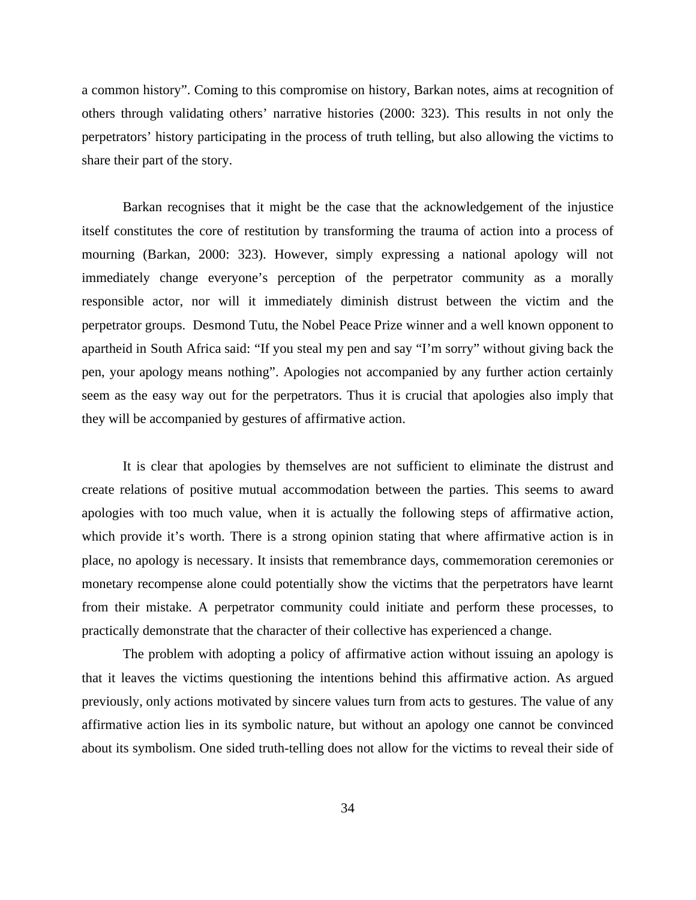a common history". Coming to this compromise on history, Barkan notes, aims at recognition of others through validating others' narrative histories (2000: 323). This results in not only the perpetrators' history participating in the process of truth telling, but also allowing the victims to share their part of the story.

Barkan recognises that it might be the case that the acknowledgement of the injustice itself constitutes the core of restitution by transforming the trauma of action into a process of mourning (Barkan, 2000: 323). However, simply expressing a national apology will not immediately change everyone's perception of the perpetrator community as a morally responsible actor, nor will it immediately diminish distrust between the victim and the perpetrator groups. Desmond Tutu, the Nobel Peace Prize winner and a well known opponent to apartheid in South Africa said: "If you steal my pen and say "I'm sorry" without giving back the pen, your apology means nothing". Apologies not accompanied by any further action certainly seem as the easy way out for the perpetrators. Thus it is crucial that apologies also imply that they will be accompanied by gestures of affirmative action.

It is clear that apologies by themselves are not sufficient to eliminate the distrust and create relations of positive mutual accommodation between the parties. This seems to award apologies with too much value, when it is actually the following steps of affirmative action, which provide it's worth. There is a strong opinion stating that where affirmative action is in place, no apology is necessary. It insists that remembrance days, commemoration ceremonies or monetary recompense alone could potentially show the victims that the perpetrators have learnt from their mistake. A perpetrator community could initiate and perform these processes, to practically demonstrate that the character of their collective has experienced a change.

The problem with adopting a policy of affirmative action without issuing an apology is that it leaves the victims questioning the intentions behind this affirmative action. As argued previously, only actions motivated by sincere values turn from acts to gestures. The value of any affirmative action lies in its symbolic nature, but without an apology one cannot be convinced about its symbolism. One sided truth-telling does not allow for the victims to reveal their side of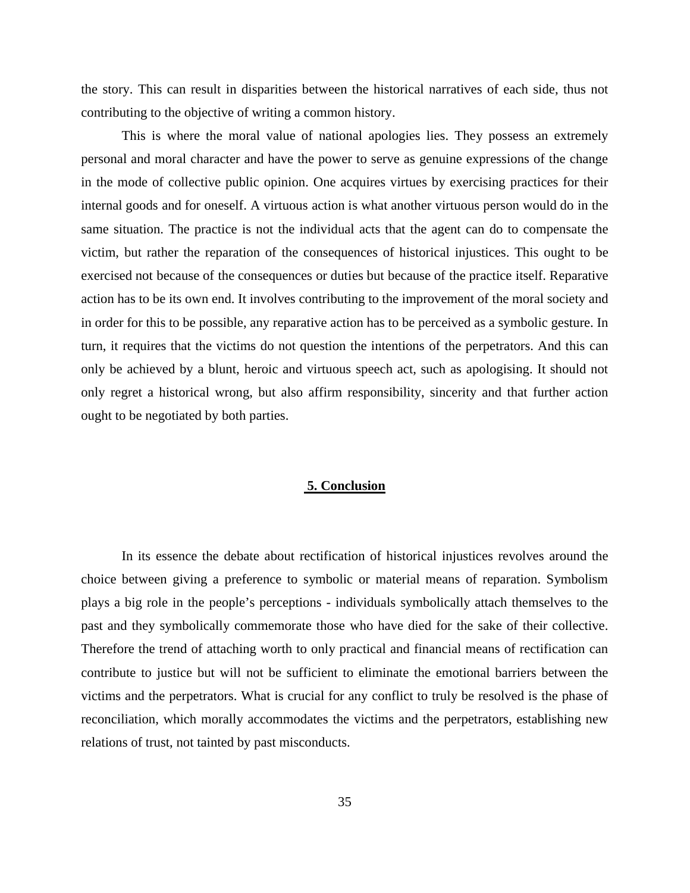the story. This can result in disparities between the historical narratives of each side, thus not contributing to the objective of writing a common history.

This is where the moral value of national apologies lies. They possess an extremely personal and moral character and have the power to serve as genuine expressions of the change in the mode of collective public opinion. One acquires virtues by exercising practices for their internal goods and for oneself. A virtuous action is what another virtuous person would do in the same situation. The practice is not the individual acts that the agent can do to compensate the victim, but rather the reparation of the consequences of historical injustices. This ought to be exercised not because of the consequences or duties but because of the practice itself. Reparative action has to be its own end. It involves contributing to the improvement of the moral society and in order for this to be possible, any reparative action has to be perceived as a symbolic gesture. In turn, it requires that the victims do not question the intentions of the perpetrators. And this can only be achieved by a blunt, heroic and virtuous speech act, such as apologising. It should not only regret a historical wrong, but also affirm responsibility, sincerity and that further action ought to be negotiated by both parties.

## 5. Conclusion

In its essence the debate about rectification of historical injustices revolves around the choice between giving a preference to symbolic or material means of reparation. Symbolism plays a big role in the people's perceptions - individuals symbolically attach themselves to the past and they symbolically commemorate those who have died for the sake of their collective. Therefore the trend of attaching worth to only practical and financial means of rectification can contribute to justice but will not be sufficient to eliminate the emotional barriers between the victims and the perpetrators. What is crucial for any conflict to truly be resolved is the phase of reconciliation, which morally accommodates the victims and the perpetrators, establishing new relations of trust, not tainted by past misconducts.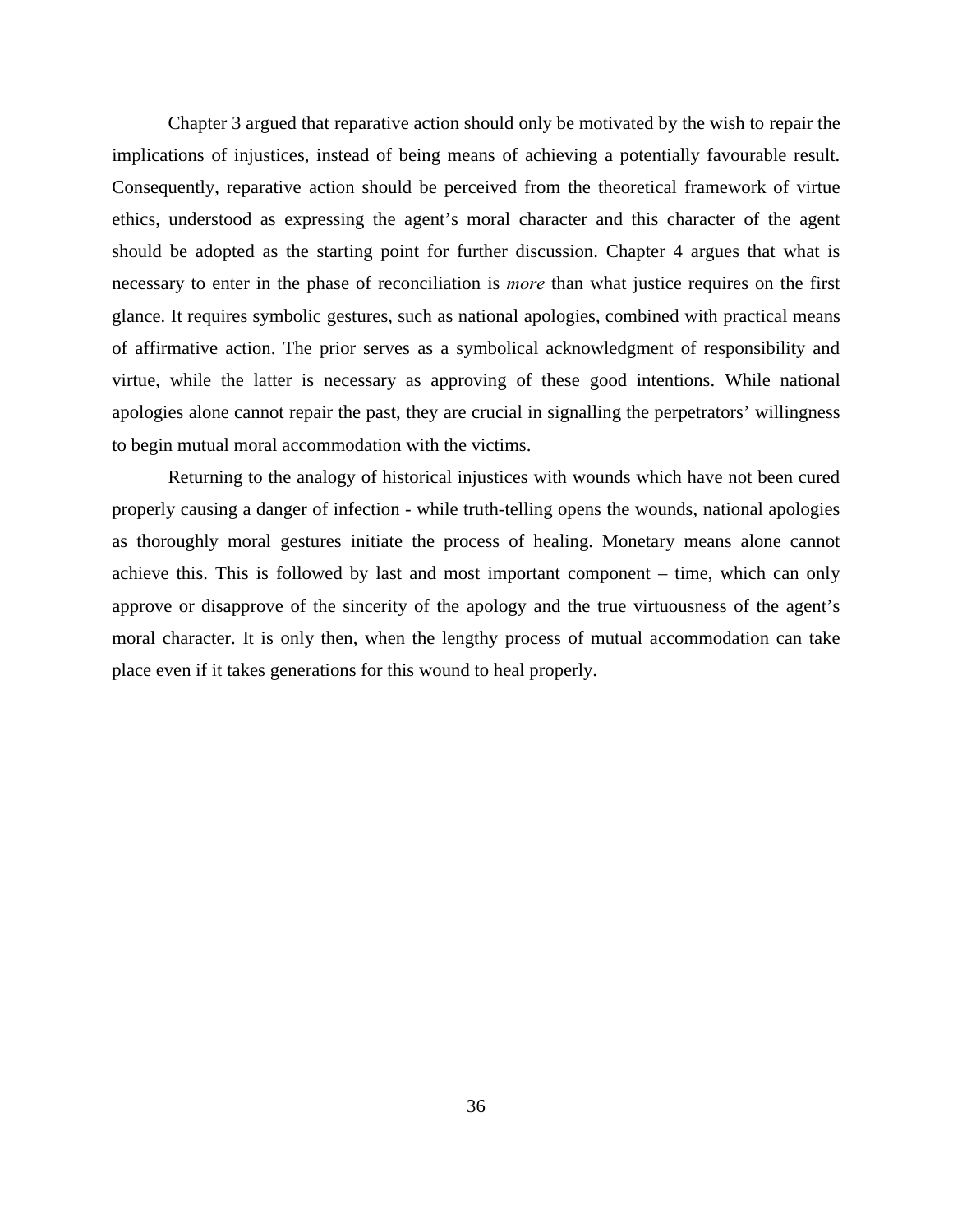Chapter 3 argued that reparative action should only be motivated by the wish to repair the implications of injustices, instead of being means of achieving a potentially favourable result. Consequently, reparative action should be perceived from the theoretical framework of virtue ethics, understood as expressing the agent's moral character and this character of the agent should be adopted as the starting point for further discussion. Chapter 4 argues that what is necessary to enter in the phase of reconciliation is *more* than what justice requires on the first glance. It requires symbolic gestures, such as national apologies, combined with practical means of affirmative action. The prior serves as a symbolical acknowledgment of responsibility and virtue, while the latter is necessary as approving of these good intentions. While national apologies alone cannot repair the past, they are crucial in signalling the perpetrators' willingness to begin mutual moral accommodation with the victims.

Returning to the analogy of historical injustices with wounds which have not been cured properly causing a danger of infection - while truth-telling opens the wounds, national apologies as thoroughly moral gestures initiate the process of healing. Monetary means alone cannot achieve this. This is followed by last and most important component – time, which can only approve or disapprove of the sincerity of the apology and the true virtuousness of the agent's moral character. It is only then, when the lengthy process of mutual accommodation can take place even if it takes generations for this wound to heal properly.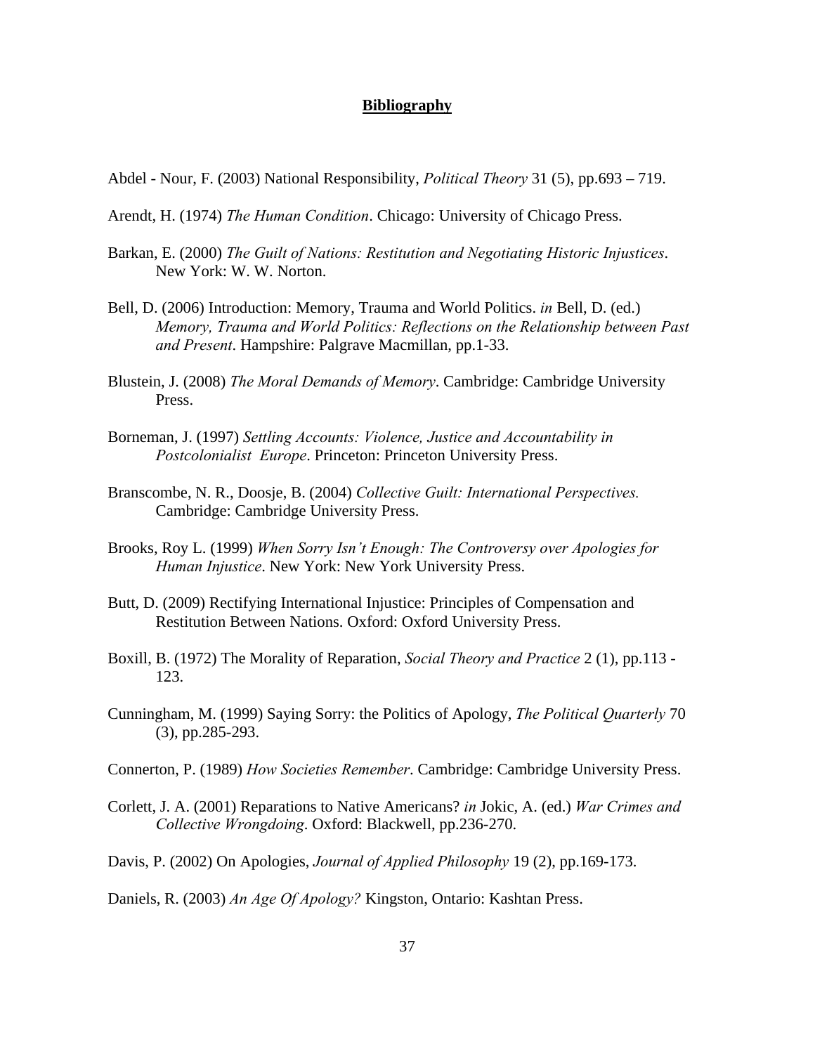# Bibliography

Abdel - Nour, F. (2003) National Responsibility, *Political Theory* 31 (5), pp.693 – 719.

Arendt, H. (1974) *The Human Condition*. Chicago: University of Chicago Press.

Barkan, E. (2000) *The Guilt of Nations: Restitution and Negotiating Historic Injustices*. New York: W. W. Norton.

Bell, D. (2006) Introduction: Memory, Trauma and World Politics. *in* Bell, D. (ed.) *Memory, Trauma and World Politics: Reflections on the Relationship between Past and Present*. Hampshire: Palgrave Macmillan, pp.1-33.

Blustein, J. (2008) *The Moral Demands of Memory*. Cambridge: Cambridge University Press.

Borneman, J. (1997) *Settling Accounts: Violence, Justice and Accountability in Postcolonialist Europe*. Princeton: Princeton University Press.

Branscombe, N. R., Doosje, B. (2004) *Collective Guilt: International Perspectives.* Cambridge: Cambridge University Press.

Brooks, Roy L. (1999) *When Sorry Isn't Enough: The Controversy over Apologies for Human Injustice*. New York: New York University Press.

Butt, D. (2009) Rectifying International Injustice: Principles of Compensation and Restitution Between Nations. Oxford: Oxford University Press.

Boxill, B. (1972) The Morality of Reparation, *Social Theory and Practice* 2 (1), pp.113 - 123.

Cunningham, M. (1999) Saying Sorry: the Politics of Apology, *The Political Quarterly* 70 (3), pp.285-293.

Connerton, P. (1989) *How Societies Remember*. Cambridge: Cambridge University Press.

Corlett, J. A. (2001) Reparations to Native Americans? *in* Jokic, A. (ed.) *War Crimes and Collective Wrongdoing*. Oxford: Blackwell, pp.236-270.

Davis, P. (2002) On Apologies, *Journal of Applied Philosophy* 19 (2), pp.169-173.

Daniels, R. (2003) *An Age Of Apology?* Kingston, Ontario: Kashtan Press.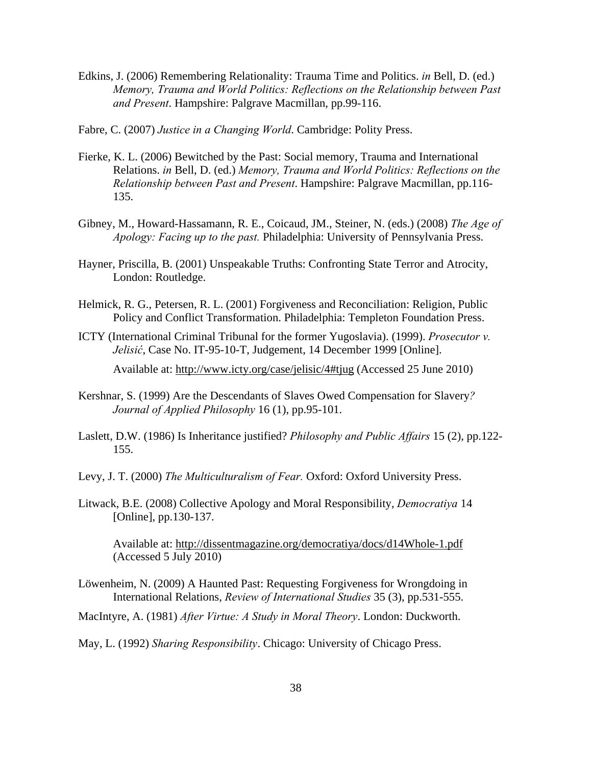Edkins, J. (2006) Remembering Relationality: Trauma Time and Politics. *in* Bell, D. (ed.) *Memory, Trauma and World Politics: Reflections on the Relationship between Past and Present*. Hampshire: Palgrave Macmillan, pp.99-116.

Fabre, C. (2007) *Justice in a Changing World*. Cambridge: Polity Press.

Fierke, K. L. (2006) Bewitched by the Past: Social memory, Trauma and International Relations. *in* Bell, D. (ed.) *Memory, Trauma and World Politics: Reflections on the Relationship between Past and Present*. Hampshire: Palgrave Macmillan, pp.116-135.

Gibney, M., Howard-Hassamann, R. E., Coicaud, JM., Steiner, N. (eds.) (2008) *The Age of Apology: Facing up to the past.* Philadelphia: University of Pennsylvania Press.

Hayner, Priscilla, B. (2001) Unspeakable Truths: Confronting State Terror and Atrocity, London: Routledge.

Helmick, R. G., Petersen, R. L. (2001) Forgiveness and Reconciliation: Religion, Public Policy and Conflict Transformation. Philadelphia: Templeton Foundation Press.

ICTY (International Criminal Tribunal for the former Yugoslavia). (1999). *Prosecutor v. Jelisić*, Case No. IT-95-10-T, Judgement, 14 December 1999 [Online].

Available at: http://www.icty.org/case/jelisic/4#tjug (Accessed 25 June 2010)

Kershnar, S. (1999) Are the Descendants of Slaves Owed Compensation for Slavery*? Journal of Applied Philosophy* 16 (1), pp.95-101.

Laslett, D.W. (1986) Is Inheritance justified? *Philosophy and Public Affairs* 15 (2), pp.122-155.

Levy, J. T. (2000) *The Multiculturalism of Fear.* Oxford: Oxford University Press.

Litwack, B.E. (2008) Collective Apology and Moral Responsibility, *Democratiya* 14 [Online], pp.130-137.

Available at: http://dissentmagazine.org/democratiya/docs/d14Whole-1.pdf (Accessed 5 July 2010)

Löwenheim, N. (2009) A Haunted Past: Requesting Forgiveness for Wrongdoing in International Relations, *Review of International Studies* 35 (3), pp.531-555.

MacIntyre, A. (1981) *After Virtue: A Study in Moral Theory*. London: Duckworth.

May, L. (1992) *Sharing Responsibility*. Chicago: University of Chicago Press.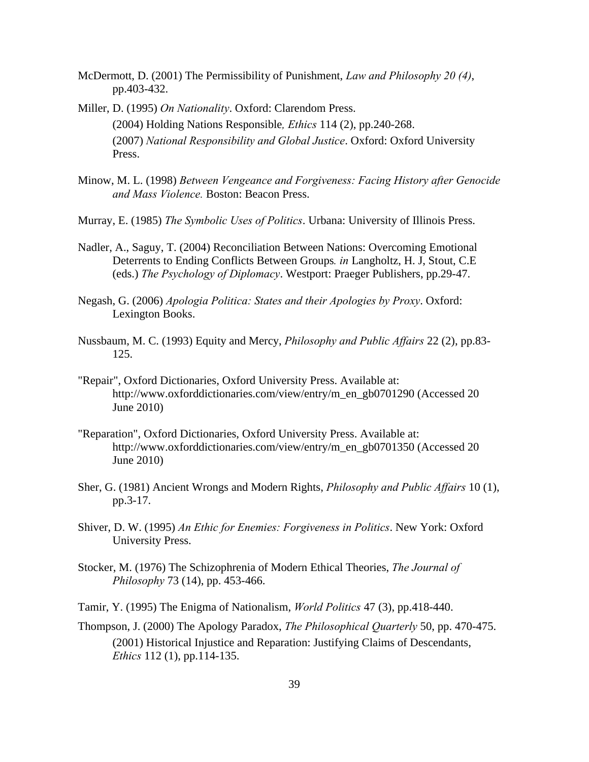McDermott, D. (2001) The Permissibility of Punishment, *Law and Philosophy 20 (4)*, pp.403-432.

Miller, D. (1995) *On Nationality*. Oxford: Clarendom Press.

(2004) Holding Nations Responsible*, Ethics* 114 (2), pp.240-268.

(2007) *National Responsibility and Global Justice*. Oxford: Oxford University Press.

Minow, M. L. (1998) *Between Vengeance and Forgiveness: Facing History after Genocide and Mass Violence.* Boston: Beacon Press.

Murray, E. (1985) *The Symbolic Uses of Politics*. Urbana: University of Illinois Press.

Nadler, A., Saguy, T. (2004) Reconciliation Between Nations: Overcoming Emotional Deterrents to Ending Conflicts Between Groups*. in* Langholtz, H. J, Stout, C.E (eds.) *The Psychology of Diplomacy*. Westport: Praeger Publishers, pp.29-47.

Negash, G. (2006) *Apologia Politica: States and their Apologies by Proxy*. Oxford: Lexington Books.

Nussbaum, M. C. (1993) Equity and Mercy, *Philosophy and Public Affairs* 22 (2), pp.83-125.

"Repair", Oxford Dictionaries, Oxford University Press. Available at: http://www.oxforddictionaries.com/view/entry/m_en_gb0701290 (Accessed 20 June 2010)

"Reparation", Oxford Dictionaries, Oxford University Press. Available at: http://www.oxforddictionaries.com/view/entry/m_en_gb0701350 (Accessed 20 June 2010)

Sher, G. (1981) Ancient Wrongs and Modern Rights, *Philosophy and Public Affairs* 10 (1), pp.3-17.

Shiver, D. W. (1995) *An Ethic for Enemies: Forgiveness in Politics*. New York: Oxford University Press.

Stocker, M. (1976) The Schizophrenia of Modern Ethical Theories, *The Journal of Philosophy* 73 (14), pp. 453-466.

Tamir, Y. (1995) The Enigma of Nationalism, *World Politics* 47 (3), pp.418-440.

Thompson, J. (2000) The Apology Paradox, *The Philosophical Quarterly* 50, pp. 470-475.

(2001) Historical Injustice and Reparation: Justifying Claims of Descendants, *Ethics* 112 (1), pp.114-135.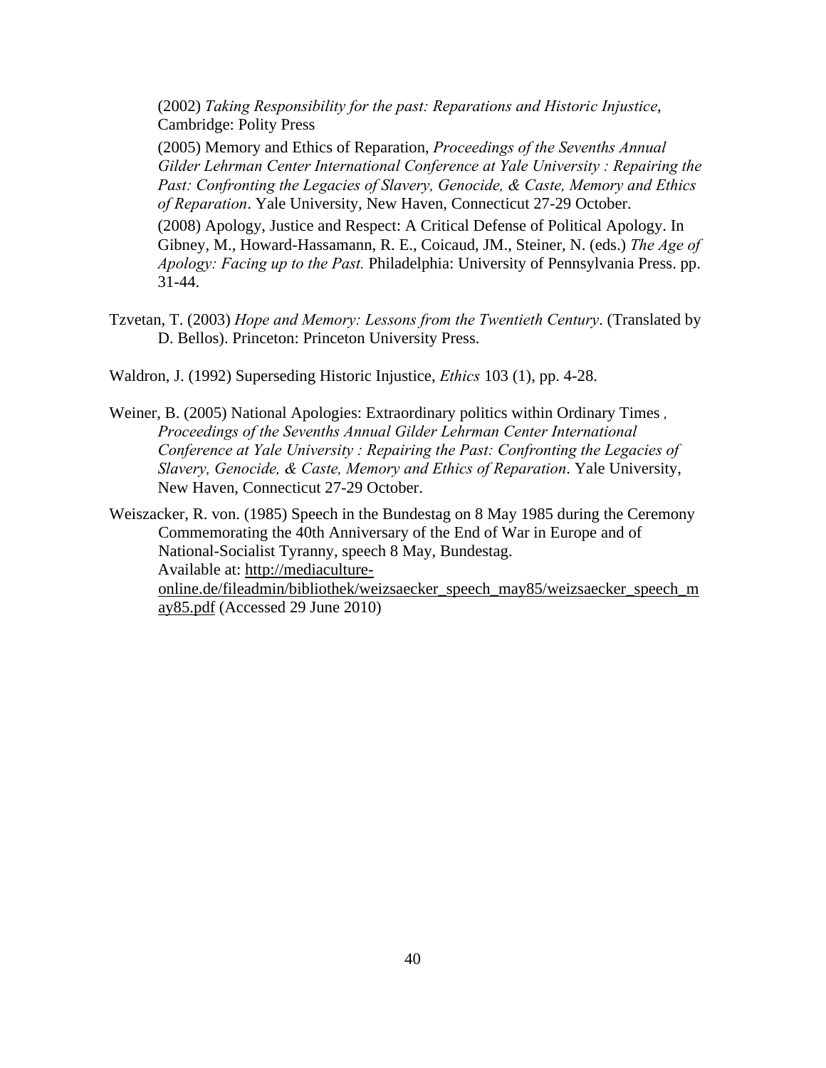(2002) *Taking Responsibility for the past: Reparations and Historic Injustice*, Cambridge: Polity Press

(2005) Memory and Ethics of Reparation, *Proceedings of the Sevenths Annual Gilder Lehrman Center International Conference at Yale University : Repairing the Past: Confronting the Legacies of Slavery, Genocide, & Caste, Memory and Ethics of Reparation*. Yale University, New Haven, Connecticut 27-29 October.

(2008) Apology, Justice and Respect: A Critical Defense of Political Apology. In Gibney, M., Howard-Hassamann, R. E., Coicaud, JM., Steiner, N. (eds.) *The Age of Apology: Facing up to the Past.* Philadelphia: University of Pennsylvania Press. pp. 31-44.

Tzvetan, T. (2003) *Hope and Memory: Lessons from the Twentieth Century*. (Translated by D. Bellos). Princeton: Princeton University Press.

Waldron, J. (1992) Superseding Historic Injustice, *Ethics* 103 (1), pp. 4-28.

Weiner, B. (2005) National Apologies: Extraordinary politics within Ordinary Times *, Proceedings of the Sevenths Annual Gilder Lehrman Center International Conference at Yale University : Repairing the Past: Confronting the Legacies of Slavery, Genocide, & Caste, Memory and Ethics of Reparation*. Yale University, New Haven, Connecticut 27-29 October.

Weiszacker, R. von. (1985) Speech in the Bundestag on 8 May 1985 during the Ceremony Commemorating the 40th Anniversary of the End of War in Europe and of National-Socialist Tyranny, speech 8 May, Bundestag. Available at: http://mediaculture-online.de/fileadmin/bibliothek/weizsaecker_speech_may85/weizsaecker_speech_may85.pdf (Accessed 29 June 2010)